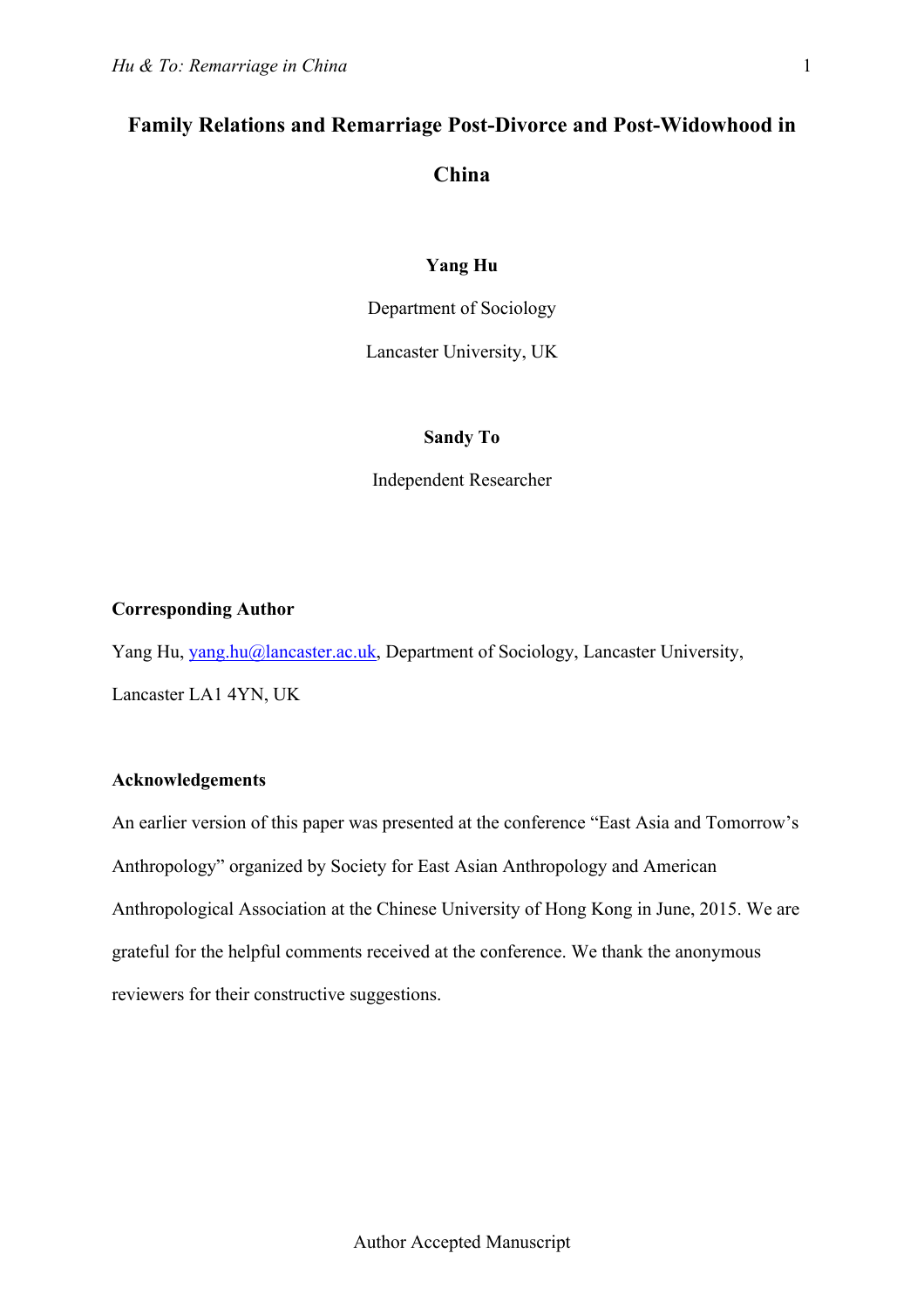# Family Relations and Remarriage Post-Divorce and Post-Widowhood in China

**Yang Hu**

Department of Sociology

Lancaster University, UK

**Sandy To**

Independent Researcher

**Corresponding Author**

Yang Hu, yang.hu@lancaster.ac.uk, Department of Sociology, Lancaster University, Lancaster LA1 4YN, UK

**Acknowledgements**

An earlier version of this paper was presented at the conference "East Asia and Tomorrow's Anthropology" organized by Society for East Asian Anthropology and American Anthropological Association at the Chinese University of Hong Kong in June, 2015. We are grateful for the helpful comments received at the conference. We thank the anonymous reviewers for their constructive suggestions.

Author Accepted Manuscript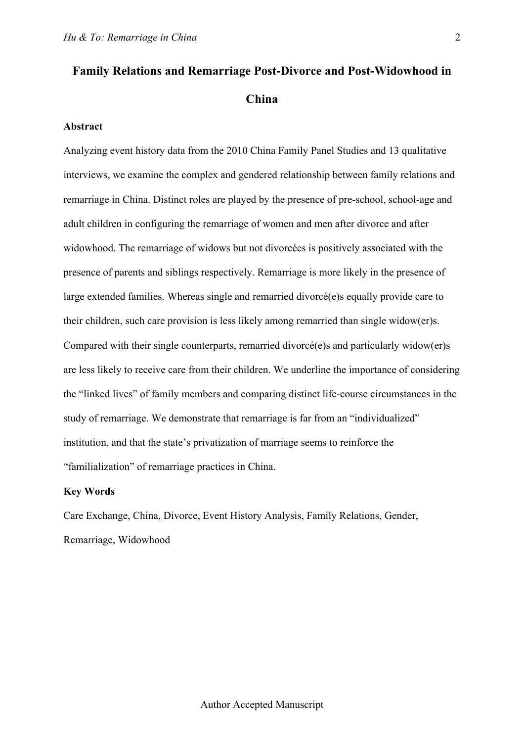# Family Relations and Remarriage Post-Divorce and Post-Widowhood in China

**Abstract**

Analyzing event history data from the 2010 China Family Panel Studies and 13 qualitative interviews, we examine the complex and gendered relationship between family relations and remarriage in China. Distinct roles are played by the presence of pre-school, school-age and adult children in configuring the remarriage of women and men after divorce and after widowhood. The remarriage of widows but not divorcées is positively associated with the presence of parents and siblings respectively. Remarriage is more likely in the presence of large extended families. Whereas single and remarried divorcé(e)s equally provide care to their children, such care provision is less likely among remarried than single widow(er)s. Compared with their single counterparts, remarried divorcé(e)s and particularly widow(er)s are less likely to receive care from their children. We underline the importance of considering the "linked lives" of family members and comparing distinct life-course circumstances in the study of remarriage. We demonstrate that remarriage is far from an "individualized" institution, and that the state's privatization of marriage seems to reinforce the "familialization" of remarriage practices in China.

**Key Words**

Care Exchange, China, Divorce, Event History Analysis, Family Relations, Gender, Remarriage, Widowhood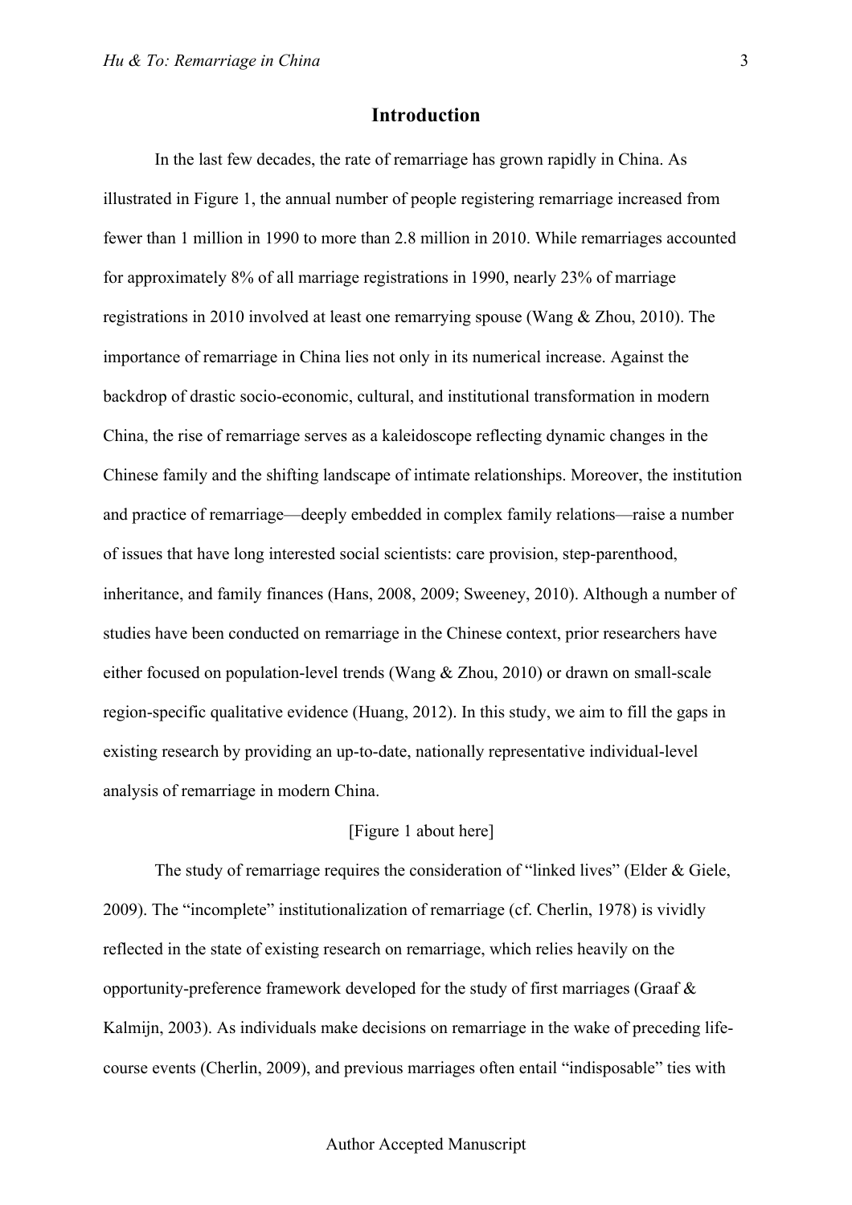## Introduction

In the last few decades, the rate of remarriage has grown rapidly in China. As illustrated in Figure 1, the annual number of people registering remarriage increased from fewer than 1 million in 1990 to more than 2.8 million in 2010. While remarriages accounted for approximately 8% of all marriage registrations in 1990, nearly 23% of marriage registrations in 2010 involved at least one remarrying spouse (Wang & Zhou, 2010). The importance of remarriage in China lies not only in its numerical increase. Against the backdrop of drastic socio-economic, cultural, and institutional transformation in modern China, the rise of remarriage serves as a kaleidoscope reflecting dynamic changes in the Chinese family and the shifting landscape of intimate relationships. Moreover, the institution and practice of remarriage—deeply embedded in complex family relations—raise a number of issues that have long interested social scientists: care provision, step-parenthood, inheritance, and family finances (Hans, 2008, 2009; Sweeney, 2010). Although a number of studies have been conducted on remarriage in the Chinese context, prior researchers have either focused on population-level trends (Wang & Zhou, 2010) or drawn on small-scale region-specific qualitative evidence (Huang, 2012). In this study, we aim to fill the gaps in existing research by providing an up-to-date, nationally representative individual-level analysis of remarriage in modern China.

[Figure 1 about here]

The study of remarriage requires the consideration of "linked lives" (Elder & Giele, 2009). The "incomplete" institutionalization of remarriage (cf. Cherlin, 1978) is vividly reflected in the state of existing research on remarriage, which relies heavily on the opportunity-preference framework developed for the study of first marriages (Graaf & Kalmijn, 2003). As individuals make decisions on remarriage in the wake of preceding life-course events (Cherlin, 2009), and previous marriages often entail "indisposable" ties with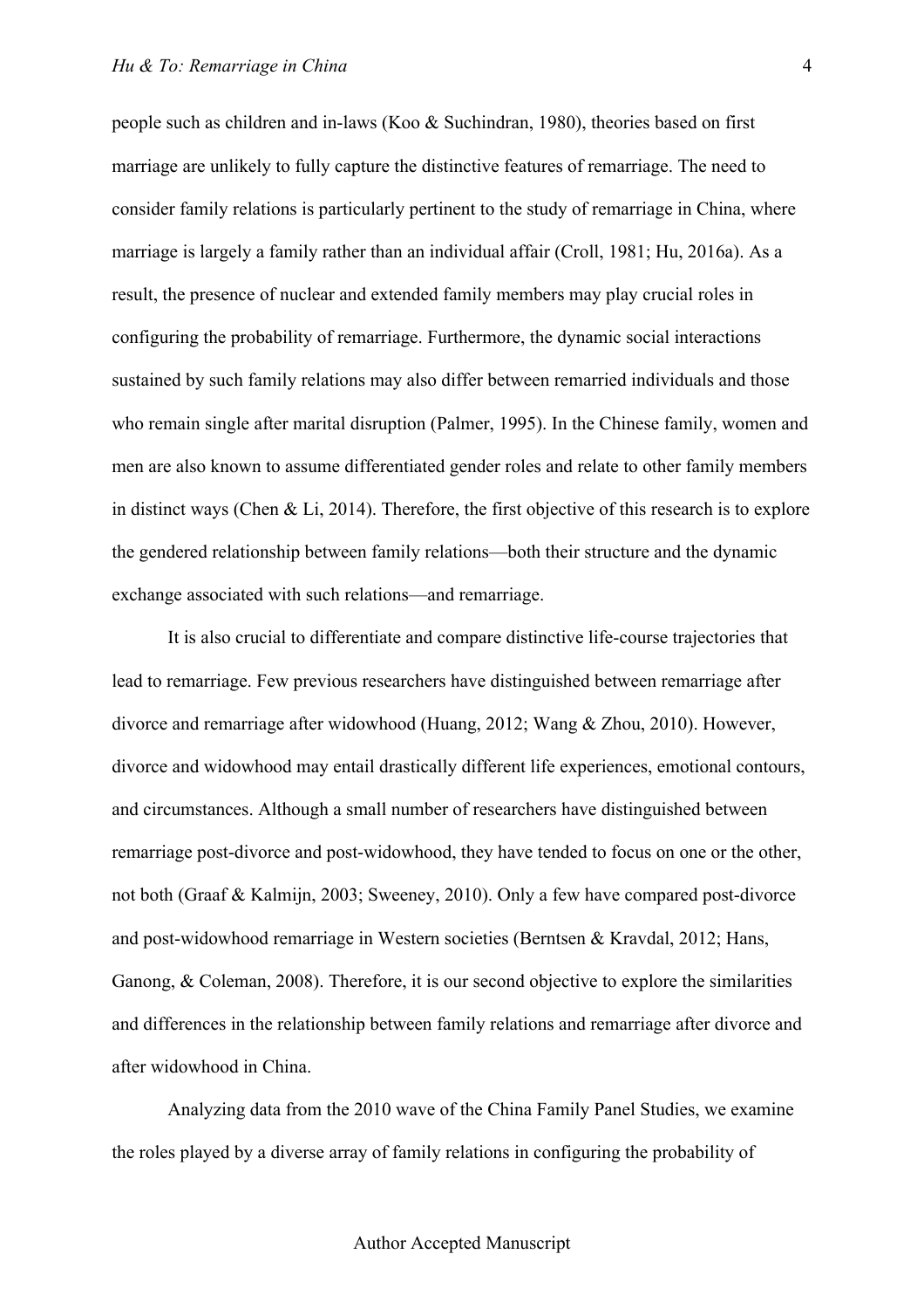people such as children and in-laws (Koo & Suchindran, 1980), theories based on first marriage are unlikely to fully capture the distinctive features of remarriage. The need to consider family relations is particularly pertinent to the study of remarriage in China, where marriage is largely a family rather than an individual affair (Croll, 1981; Hu, 2016a). As a result, the presence of nuclear and extended family members may play crucial roles in configuring the probability of remarriage. Furthermore, the dynamic social interactions sustained by such family relations may also differ between remarried individuals and those who remain single after marital disruption (Palmer, 1995). In the Chinese family, women and men are also known to assume differentiated gender roles and relate to other family members in distinct ways (Chen & Li, 2014). Therefore, the first objective of this research is to explore the gendered relationship between family relations—both their structure and the dynamic exchange associated with such relations—and remarriage.

It is also crucial to differentiate and compare distinctive life-course trajectories that lead to remarriage. Few previous researchers have distinguished between remarriage after divorce and remarriage after widowhood (Huang, 2012; Wang & Zhou, 2010). However, divorce and widowhood may entail drastically different life experiences, emotional contours, and circumstances. Although a small number of researchers have distinguished between remarriage post-divorce and post-widowhood, they have tended to focus on one or the other, not both (Graaf & Kalmijn, 2003; Sweeney, 2010). Only a few have compared post-divorce and post-widowhood remarriage in Western societies (Berntsen & Kravdal, 2012; Hans, Ganong, & Coleman, 2008). Therefore, it is our second objective to explore the similarities and differences in the relationship between family relations and remarriage after divorce and after widowhood in China.

Analyzing data from the 2010 wave of the China Family Panel Studies, we examine the roles played by a diverse array of family relations in configuring the probability of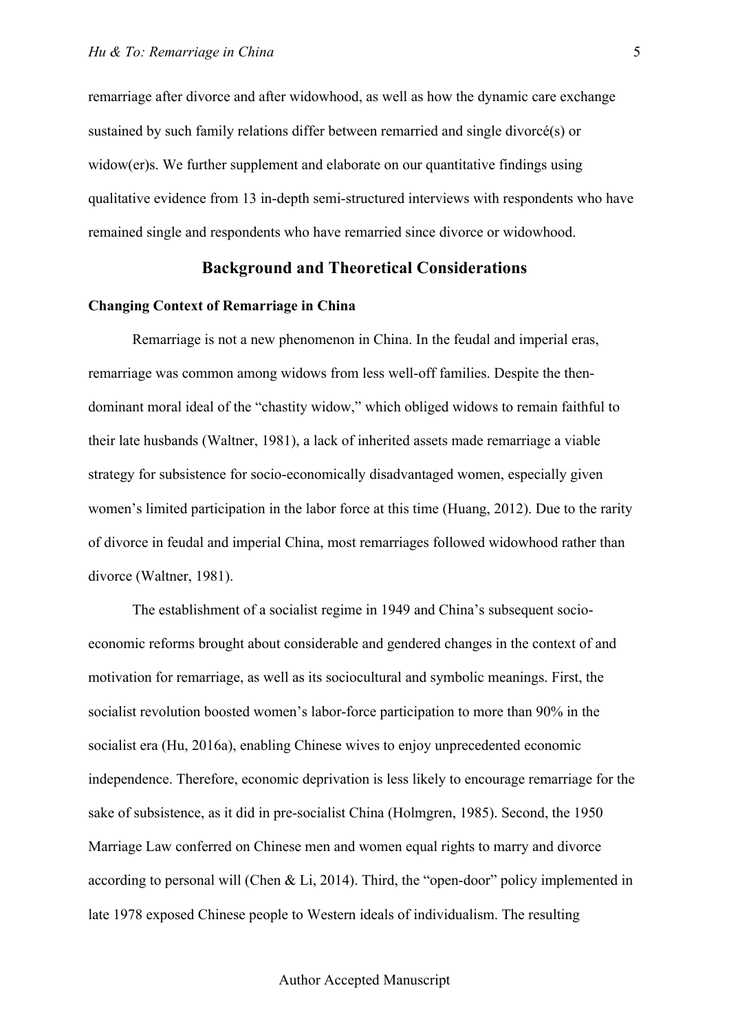remarriage after divorce and after widowhood, as well as how the dynamic care exchange sustained by such family relations differ between remarried and single divorcé(s) or widow(er)s. We further supplement and elaborate on our quantitative findings using qualitative evidence from 13 in-depth semi-structured interviews with respondents who have remained single and respondents who have remarried since divorce or widowhood.

## Background and Theoretical Considerations

### Changing Context of Remarriage in China

Remarriage is not a new phenomenon in China. In the feudal and imperial eras, remarriage was common among widows from less well-off families. Despite the then-dominant moral ideal of the "chastity widow," which obliged widows to remain faithful to their late husbands (Waltner, 1981), a lack of inherited assets made remarriage a viable strategy for subsistence for socio-economically disadvantaged women, especially given women's limited participation in the labor force at this time (Huang, 2012). Due to the rarity of divorce in feudal and imperial China, most remarriages followed widowhood rather than divorce (Waltner, 1981).

The establishment of a socialist regime in 1949 and China's subsequent socio-economic reforms brought about considerable and gendered changes in the context of and motivation for remarriage, as well as its sociocultural and symbolic meanings. First, the socialist revolution boosted women's labor-force participation to more than 90% in the socialist era (Hu, 2016a), enabling Chinese wives to enjoy unprecedented economic independence. Therefore, economic deprivation is less likely to encourage remarriage for the sake of subsistence, as it did in pre-socialist China (Holmgren, 1985). Second, the 1950 Marriage Law conferred on Chinese men and women equal rights to marry and divorce according to personal will (Chen & Li, 2014). Third, the "open-door" policy implemented in late 1978 exposed Chinese people to Western ideals of individualism. The resulting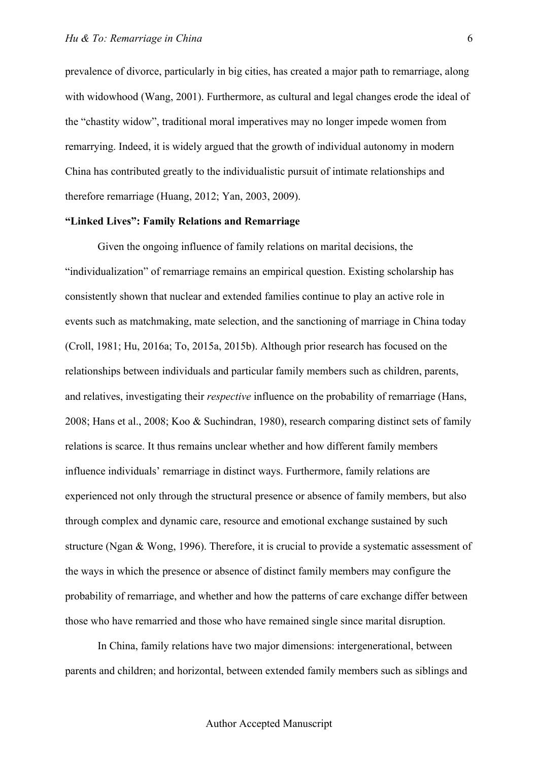prevalence of divorce, particularly in big cities, has created a major path to remarriage, along with widowhood (Wang, 2001). Furthermore, as cultural and legal changes erode the ideal of the "chastity widow", traditional moral imperatives may no longer impede women from remarrying. Indeed, it is widely argued that the growth of individual autonomy in modern China has contributed greatly to the individualistic pursuit of intimate relationships and therefore remarriage (Huang, 2012; Yan, 2003, 2009).

**"Linked Lives": Family Relations and Remarriage**

Given the ongoing influence of family relations on marital decisions, the "individualization" of remarriage remains an empirical question. Existing scholarship has consistently shown that nuclear and extended families continue to play an active role in events such as matchmaking, mate selection, and the sanctioning of marriage in China today (Croll, 1981; Hu, 2016a; To, 2015a, 2015b). Although prior research has focused on the relationships between individuals and particular family members such as children, parents, and relatives, investigating their *respective* influence on the probability of remarriage (Hans, 2008; Hans et al., 2008; Koo & Suchindran, 1980), research comparing distinct sets of family relations is scarce. It thus remains unclear whether and how different family members influence individuals' remarriage in distinct ways. Furthermore, family relations are experienced not only through the structural presence or absence of family members, but also through complex and dynamic care, resource and emotional exchange sustained by such structure (Ngan & Wong, 1996). Therefore, it is crucial to provide a systematic assessment of the ways in which the presence or absence of distinct family members may configure the probability of remarriage, and whether and how the patterns of care exchange differ between those who have remarried and those who have remained single since marital disruption.

In China, family relations have two major dimensions: intergenerational, between parents and children; and horizontal, between extended family members such as siblings and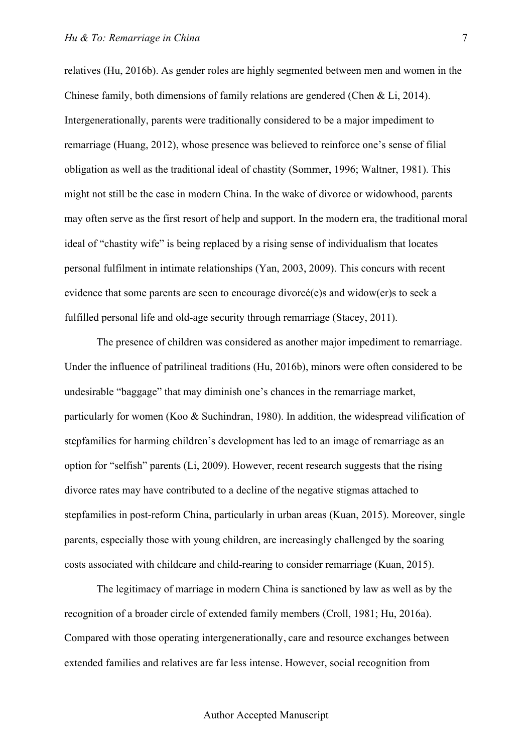relatives (Hu, 2016b). As gender roles are highly segmented between men and women in the Chinese family, both dimensions of family relations are gendered (Chen & Li, 2014). Intergenerationally, parents were traditionally considered to be a major impediment to remarriage (Huang, 2012), whose presence was believed to reinforce one's sense of filial obligation as well as the traditional ideal of chastity (Sommer, 1996; Waltner, 1981). This might not still be the case in modern China. In the wake of divorce or widowhood, parents may often serve as the first resort of help and support. In the modern era, the traditional moral ideal of "chastity wife" is being replaced by a rising sense of individualism that locates personal fulfilment in intimate relationships (Yan, 2003, 2009). This concurs with recent evidence that some parents are seen to encourage divorcé(e)s and widow(er)s to seek a fulfilled personal life and old-age security through remarriage (Stacey, 2011).

The presence of children was considered as another major impediment to remarriage. Under the influence of patrilineal traditions (Hu, 2016b), minors were often considered to be undesirable "baggage" that may diminish one's chances in the remarriage market, particularly for women (Koo & Suchindran, 1980). In addition, the widespread vilification of stepfamilies for harming children's development has led to an image of remarriage as an option for "selfish" parents (Li, 2009). However, recent research suggests that the rising divorce rates may have contributed to a decline of the negative stigmas attached to stepfamilies in post-reform China, particularly in urban areas (Kuan, 2015). Moreover, single parents, especially those with young children, are increasingly challenged by the soaring costs associated with childcare and child-rearing to consider remarriage (Kuan, 2015).

The legitimacy of marriage in modern China is sanctioned by law as well as by the recognition of a broader circle of extended family members (Croll, 1981; Hu, 2016a). Compared with those operating intergenerationally, care and resource exchanges between extended families and relatives are far less intense. However, social recognition from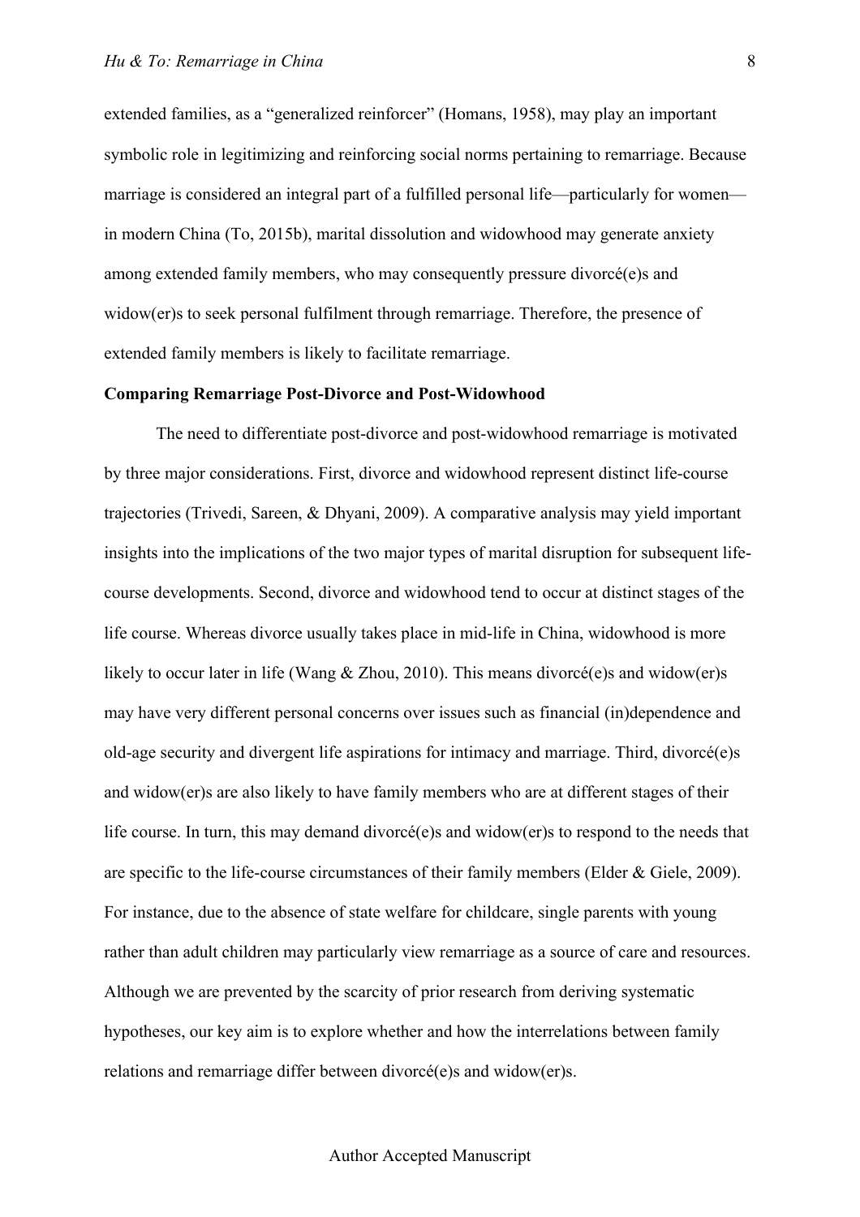extended families, as a "generalized reinforcer" (Homans, 1958), may play an important symbolic role in legitimizing and reinforcing social norms pertaining to remarriage. Because marriage is considered an integral part of a fulfilled personal life—particularly for women—in modern China (To, 2015b), marital dissolution and widowhood may generate anxiety among extended family members, who may consequently pressure divorcé(e)s and widow(er)s to seek personal fulfilment through remarriage. Therefore, the presence of extended family members is likely to facilitate remarriage.

**Comparing Remarriage Post-Divorce and Post-Widowhood**

The need to differentiate post-divorce and post-widowhood remarriage is motivated by three major considerations. First, divorce and widowhood represent distinct life-course trajectories (Trivedi, Sareen, & Dhyani, 2009). A comparative analysis may yield important insights into the implications of the two major types of marital disruption for subsequent life-course developments. Second, divorce and widowhood tend to occur at distinct stages of the life course. Whereas divorce usually takes place in mid-life in China, widowhood is more likely to occur later in life (Wang & Zhou, 2010). This means divorcé(e)s and widow(er)s may have very different personal concerns over issues such as financial (in)dependence and old-age security and divergent life aspirations for intimacy and marriage. Third, divorcé(e)s and widow(er)s are also likely to have family members who are at different stages of their life course. In turn, this may demand divorcé(e)s and widow(er)s to respond to the needs that are specific to the life-course circumstances of their family members (Elder & Giele, 2009). For instance, due to the absence of state welfare for childcare, single parents with young rather than adult children may particularly view remarriage as a source of care and resources. Although we are prevented by the scarcity of prior research from deriving systematic hypotheses, our key aim is to explore whether and how the interrelations between family relations and remarriage differ between divorcé(e)s and widow(er)s.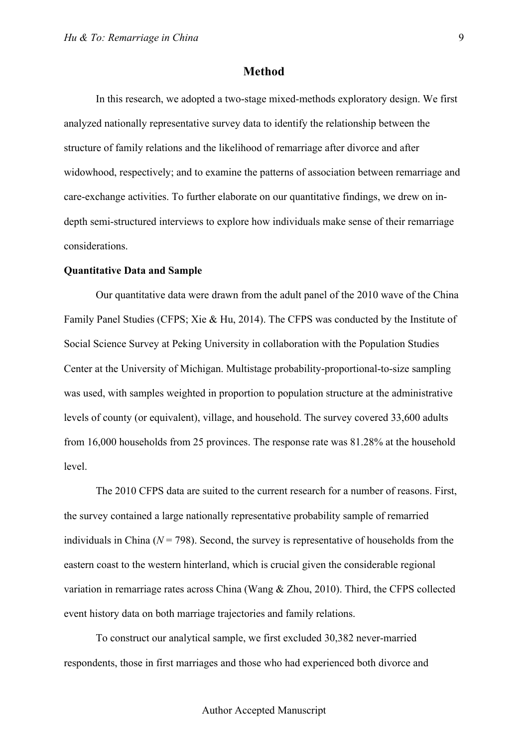## Method

In this research, we adopted a two-stage mixed-methods exploratory design. We first analyzed nationally representative survey data to identify the relationship between the structure of family relations and the likelihood of remarriage after divorce and after widowhood, respectively; and to examine the patterns of association between remarriage and care-exchange activities. To further elaborate on our quantitative findings, we drew on in-depth semi-structured interviews to explore how individuals make sense of their remarriage considerations.

### Quantitative Data and Sample

Our quantitative data were drawn from the adult panel of the 2010 wave of the China Family Panel Studies (CFPS; Xie & Hu, 2014). The CFPS was conducted by the Institute of Social Science Survey at Peking University in collaboration with the Population Studies Center at the University of Michigan. Multistage probability-proportional-to-size sampling was used, with samples weighted in proportion to population structure at the administrative levels of county (or equivalent), village, and household. The survey covered 33,600 adults from 16,000 households from 25 provinces. The response rate was 81.28% at the household level.

The 2010 CFPS data are suited to the current research for a number of reasons. First, the survey contained a large nationally representative probability sample of remarried individuals in China ($N = 798$). Second, the survey is representative of households from the eastern coast to the western hinterland, which is crucial given the considerable regional variation in remarriage rates across China (Wang & Zhou, 2010). Third, the CFPS collected event history data on both marriage trajectories and family relations.

To construct our analytical sample, we first excluded 30,382 never-married respondents, those in first marriages and those who had experienced both divorce and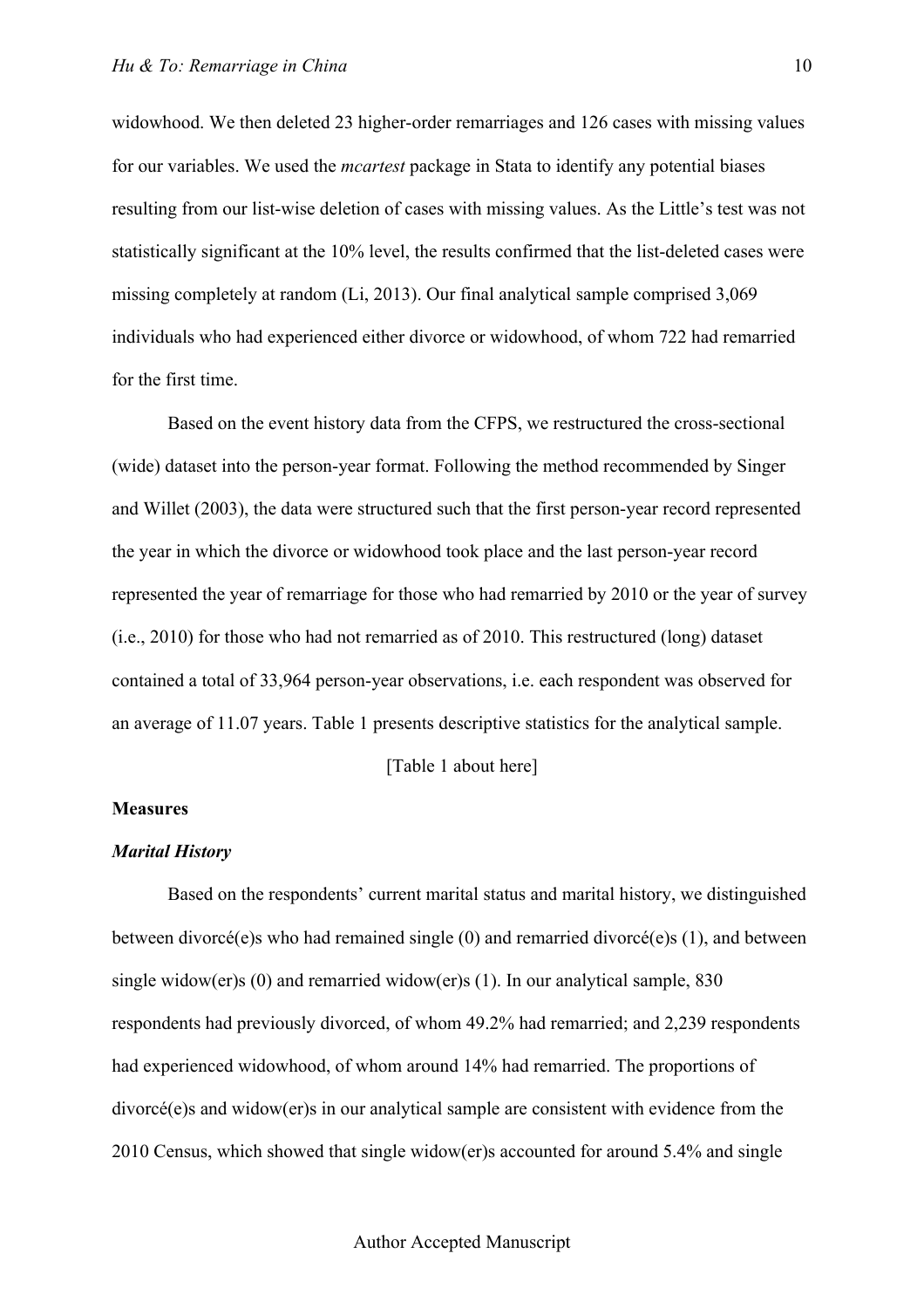widowhood. We then deleted 23 higher-order remarriages and 126 cases with missing values for our variables. We used the *mcartest* package in Stata to identify any potential biases resulting from our list-wise deletion of cases with missing values. As the Little's test was not statistically significant at the 10% level, the results confirmed that the list-deleted cases were missing completely at random (Li, 2013). Our final analytical sample comprised 3,069 individuals who had experienced either divorce or widowhood, of whom 722 had remarried for the first time.

Based on the event history data from the CFPS, we restructured the cross-sectional (wide) dataset into the person-year format. Following the method recommended by Singer and Willet (2003), the data were structured such that the first person-year record represented the year in which the divorce or widowhood took place and the last person-year record represented the year of remarriage for those who had remarried by 2010 or the year of survey (i.e., 2010) for those who had not remarried as of 2010. This restructured (long) dataset contained a total of 33,964 person-year observations, i.e. each respondent was observed for an average of 11.07 years. Table 1 presents descriptive statistics for the analytical sample.

[Table 1 about here]

**Measures**

***Marital History***

Based on the respondents' current marital status and marital history, we distinguished between divorcé(e)s who had remained single (0) and remarried divorcé(e)s (1), and between single widow(er)s (0) and remarried widow(er)s (1). In our analytical sample, 830 respondents had previously divorced, of whom 49.2% had remarried; and 2,239 respondents had experienced widowhood, of whom around 14% had remarried. The proportions of divorcé(e)s and widow(er)s in our analytical sample are consistent with evidence from the 2010 Census, which showed that single widow(er)s accounted for around 5.4% and single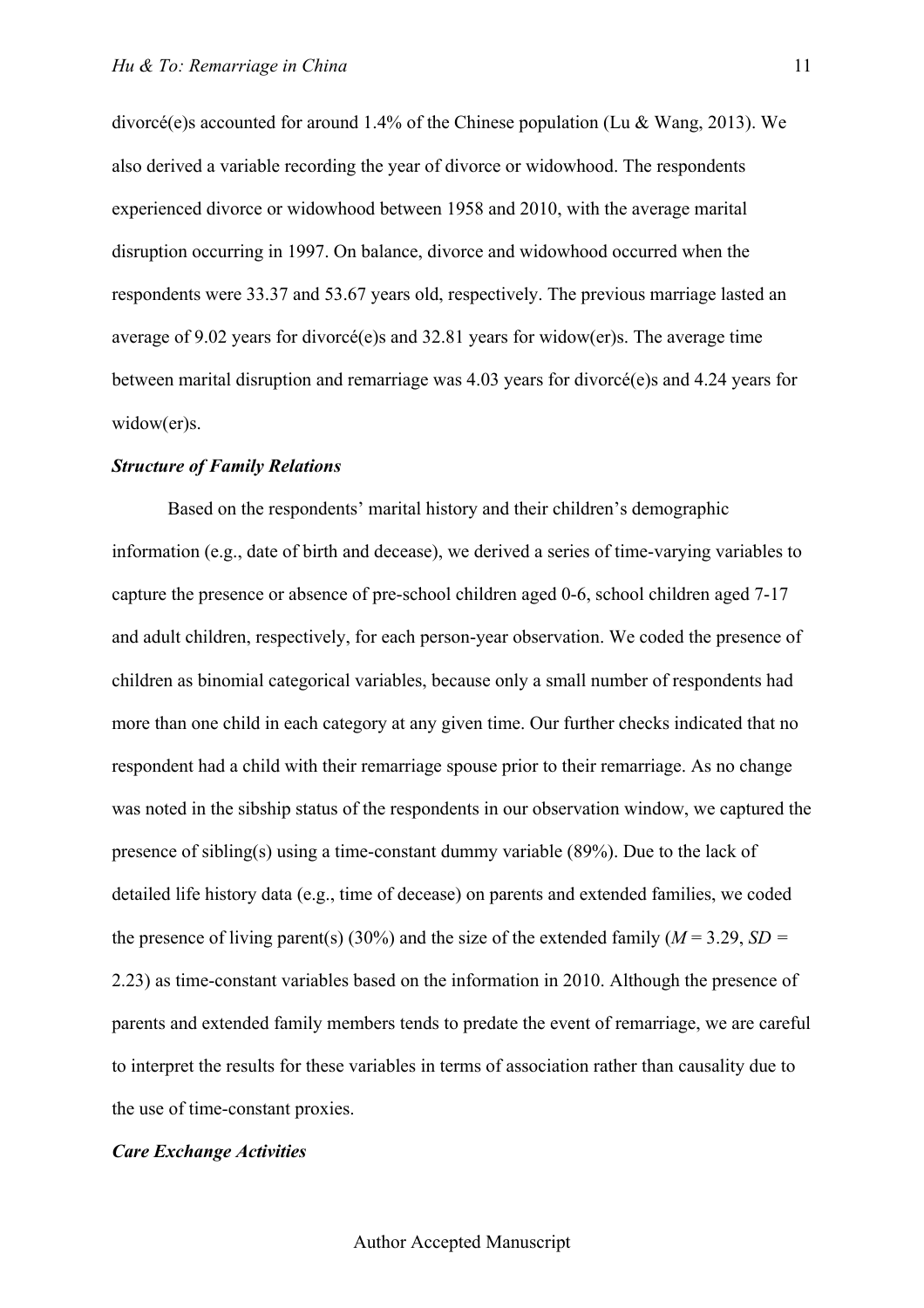divorcé(e)s accounted for around 1.4% of the Chinese population (Lu & Wang, 2013). We also derived a variable recording the year of divorce or widowhood. The respondents experienced divorce or widowhood between 1958 and 2010, with the average marital disruption occurring in 1997. On balance, divorce and widowhood occurred when the respondents were 33.37 and 53.67 years old, respectively. The previous marriage lasted an average of 9.02 years for divorcé(e)s and 32.81 years for widow(er)s. The average time between marital disruption and remarriage was 4.03 years for divorcé(e)s and 4.24 years for widow(er)s.

### *Structure of Family Relations*

Based on the respondents' marital history and their children's demographic information (e.g., date of birth and decease), we derived a series of time-varying variables to capture the presence or absence of pre-school children aged 0-6, school children aged 7-17 and adult children, respectively, for each person-year observation. We coded the presence of children as binomial categorical variables, because only a small number of respondents had more than one child in each category at any given time. Our further checks indicated that no respondent had a child with their remarriage spouse prior to their remarriage. As no change was noted in the sibship status of the respondents in our observation window, we captured the presence of sibling(s) using a time-constant dummy variable (89%). Due to the lack of detailed life history data (e.g., time of decease) on parents and extended families, we coded the presence of living parent(s) (30%) and the size of the extended family ($M$ = 3.29, $SD$ = 2.23) as time-constant variables based on the information in 2010. Although the presence of parents and extended family members tends to predate the event of remarriage, we are careful to interpret the results for these variables in terms of association rather than causality due to the use of time-constant proxies.

### *Care Exchange Activities*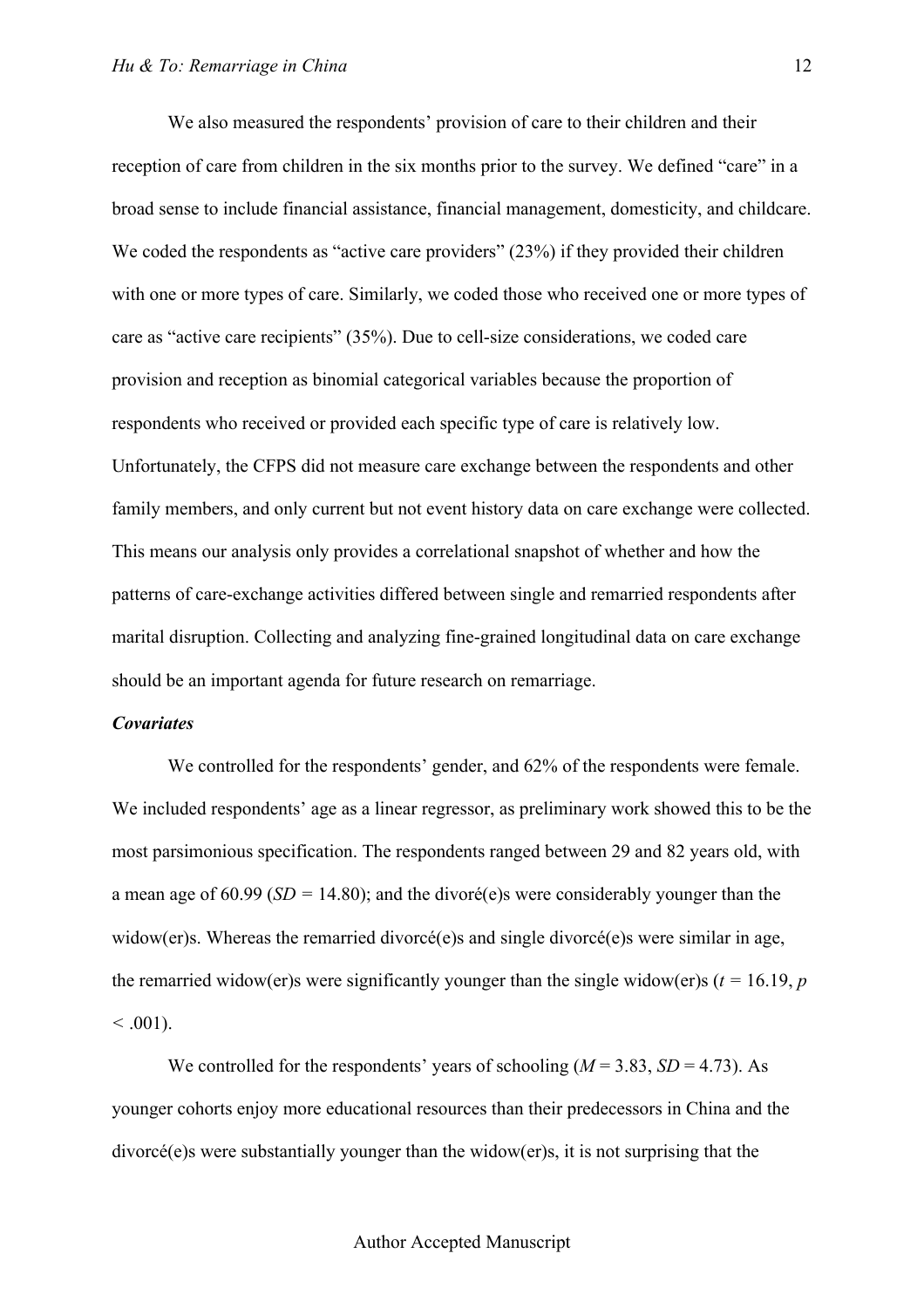We also measured the respondents' provision of care to their children and their reception of care from children in the six months prior to the survey. We defined "care" in a broad sense to include financial assistance, financial management, domesticity, and childcare. We coded the respondents as "active care providers" (23%) if they provided their children with one or more types of care. Similarly, we coded those who received one or more types of care as "active care recipients" (35%). Due to cell-size considerations, we coded care provision and reception as binomial categorical variables because the proportion of respondents who received or provided each specific type of care is relatively low. Unfortunately, the CFPS did not measure care exchange between the respondents and other family members, and only current but not event history data on care exchange were collected. This means our analysis only provides a correlational snapshot of whether and how the patterns of care-exchange activities differed between single and remarried respondents after marital disruption. Collecting and analyzing fine-grained longitudinal data on care exchange should be an important agenda for future research on remarriage.

***Covariates***

We controlled for the respondents' gender, and 62% of the respondents were female. We included respondents' age as a linear regressor, as preliminary work showed this to be the most parsimonious specification. The respondents ranged between 29 and 82 years old, with a mean age of 60.99 ($SD$ = 14.80); and the divoré(e)s were considerably younger than the widow(er)s. Whereas the remarried divorcé(e)s and single divorcé(e)s were similar in age, the remarried widow(er)s were significantly younger than the single widow(er)s ($t$ = 16.19, $p$ < .001).

We controlled for the respondents' years of schooling ($M$ = 3.83, $SD$ = 4.73). As younger cohorts enjoy more educational resources than their predecessors in China and the divorcé(e)s were substantially younger than the widow(er)s, it is not surprising that the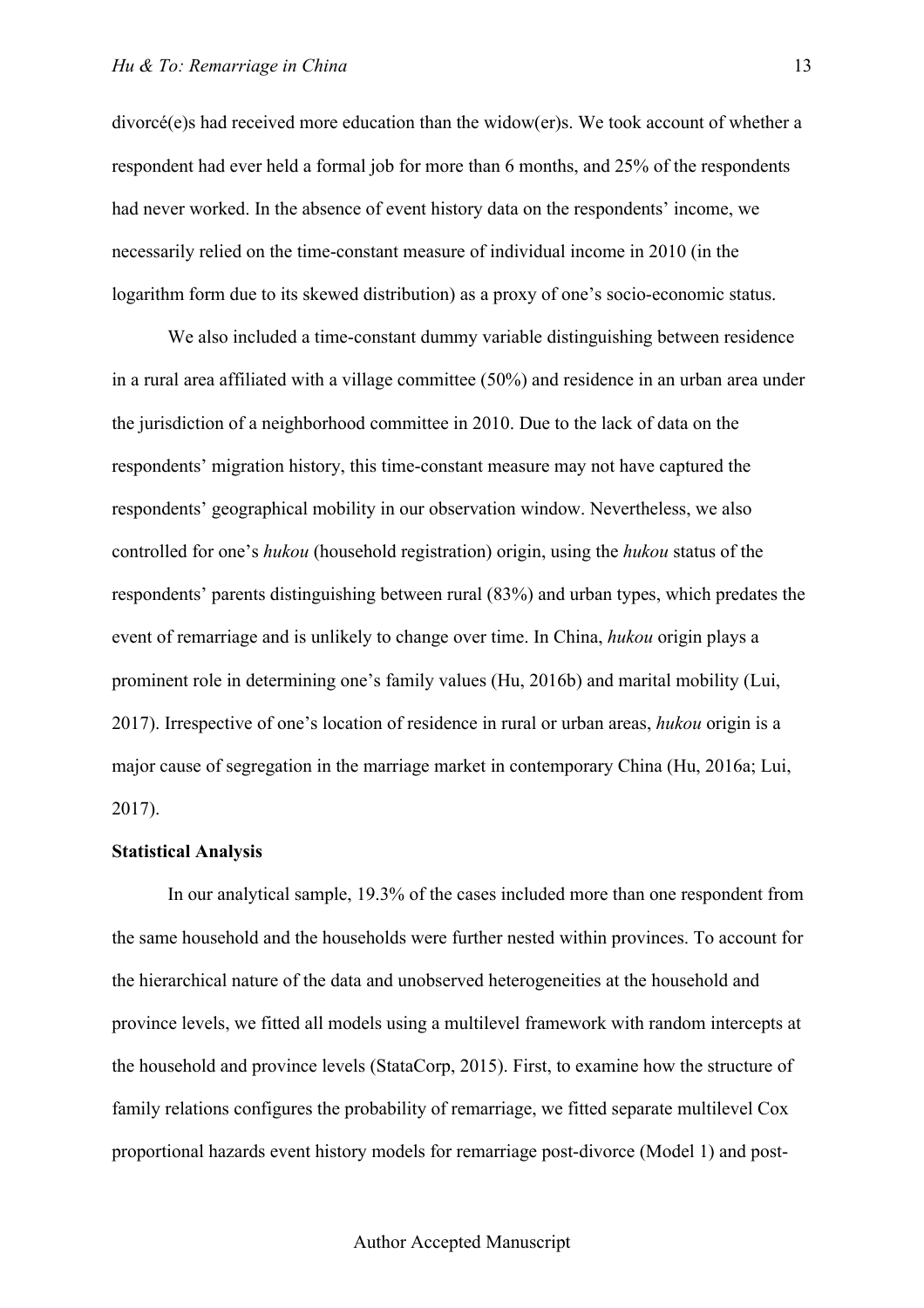divorcé(e)s had received more education than the widow(er)s. We took account of whether a respondent had ever held a formal job for more than 6 months, and 25% of the respondents had never worked. In the absence of event history data on the respondents' income, we necessarily relied on the time-constant measure of individual income in 2010 (in the logarithm form due to its skewed distribution) as a proxy of one's socio-economic status.

We also included a time-constant dummy variable distinguishing between residence in a rural area affiliated with a village committee (50%) and residence in an urban area under the jurisdiction of a neighborhood committee in 2010. Due to the lack of data on the respondents' migration history, this time-constant measure may not have captured the respondents' geographical mobility in our observation window. Nevertheless, we also controlled for one's *hukou* (household registration) origin, using the *hukou* status of the respondents' parents distinguishing between rural (83%) and urban types, which predates the event of remarriage and is unlikely to change over time. In China, *hukou* origin plays a prominent role in determining one's family values (Hu, 2016b) and marital mobility (Lui, 2017). Irrespective of one's location of residence in rural or urban areas, *hukou* origin is a major cause of segregation in the marriage market in contemporary China (Hu, 2016a; Lui, 2017).

**Statistical Analysis**

In our analytical sample, 19.3% of the cases included more than one respondent from the same household and the households were further nested within provinces. To account for the hierarchical nature of the data and unobserved heterogeneities at the household and province levels, we fitted all models using a multilevel framework with random intercepts at the household and province levels (StataCorp, 2015). First, to examine how the structure of family relations configures the probability of remarriage, we fitted separate multilevel Cox proportional hazards event history models for remarriage post-divorce (Model 1) and post-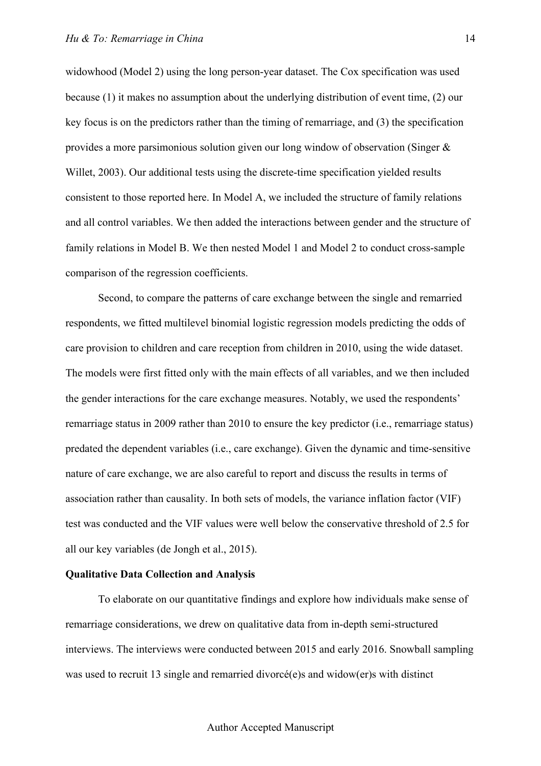widowhood (Model 2) using the long person-year dataset. The Cox specification was used because (1) it makes no assumption about the underlying distribution of event time, (2) our key focus is on the predictors rather than the timing of remarriage, and (3) the specification provides a more parsimonious solution given our long window of observation (Singer & Willet, 2003). Our additional tests using the discrete-time specification yielded results consistent to those reported here. In Model A, we included the structure of family relations and all control variables. We then added the interactions between gender and the structure of family relations in Model B. We then nested Model 1 and Model 2 to conduct cross-sample comparison of the regression coefficients.

Second, to compare the patterns of care exchange between the single and remarried respondents, we fitted multilevel binomial logistic regression models predicting the odds of care provision to children and care reception from children in 2010, using the wide dataset. The models were first fitted only with the main effects of all variables, and we then included the gender interactions for the care exchange measures. Notably, we used the respondents' remarriage status in 2009 rather than 2010 to ensure the key predictor (i.e., remarriage status) predated the dependent variables (i.e., care exchange). Given the dynamic and time-sensitive nature of care exchange, we are also careful to report and discuss the results in terms of association rather than causality. In both sets of models, the variance inflation factor (VIF) test was conducted and the VIF values were well below the conservative threshold of 2.5 for all our key variables (de Jongh et al., 2015).

**Qualitative Data Collection and Analysis**

To elaborate on our quantitative findings and explore how individuals make sense of remarriage considerations, we drew on qualitative data from in-depth semi-structured interviews. The interviews were conducted between 2015 and early 2016. Snowball sampling was used to recruit 13 single and remarried divorcé(e)s and widow(er)s with distinct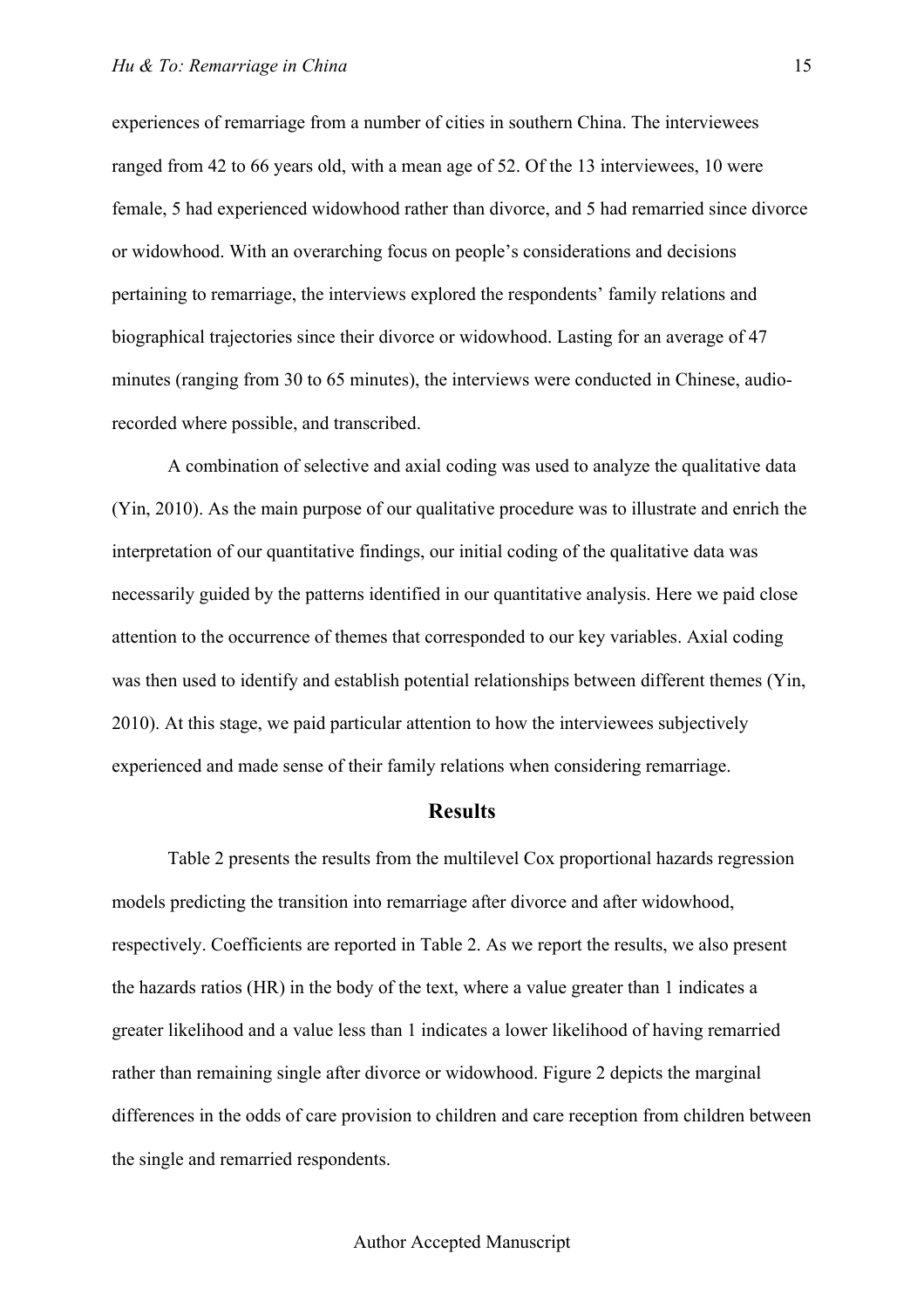experiences of remarriage from a number of cities in southern China. The interviewees ranged from 42 to 66 years old, with a mean age of 52. Of the 13 interviewees, 10 were female, 5 had experienced widowhood rather than divorce, and 5 had remarried since divorce or widowhood. With an overarching focus on people's considerations and decisions pertaining to remarriage, the interviews explored the respondents' family relations and biographical trajectories since their divorce or widowhood. Lasting for an average of 47 minutes (ranging from 30 to 65 minutes), the interviews were conducted in Chinese, audio-recorded where possible, and transcribed.

A combination of selective and axial coding was used to analyze the qualitative data (Yin, 2010). As the main purpose of our qualitative procedure was to illustrate and enrich the interpretation of our quantitative findings, our initial coding of the qualitative data was necessarily guided by the patterns identified in our quantitative analysis. Here we paid close attention to the occurrence of themes that corresponded to our key variables. Axial coding was then used to identify and establish potential relationships between different themes (Yin, 2010). At this stage, we paid particular attention to how the interviewees subjectively experienced and made sense of their family relations when considering remarriage.

## Results

Table 2 presents the results from the multilevel Cox proportional hazards regression models predicting the transition into remarriage after divorce and after widowhood, respectively. Coefficients are reported in Table 2. As we report the results, we also present the hazards ratios (HR) in the body of the text, where a value greater than 1 indicates a greater likelihood and a value less than 1 indicates a lower likelihood of having remarried rather than remaining single after divorce or widowhood. Figure 2 depicts the marginal differences in the odds of care provision to children and care reception from children between the single and remarried respondents.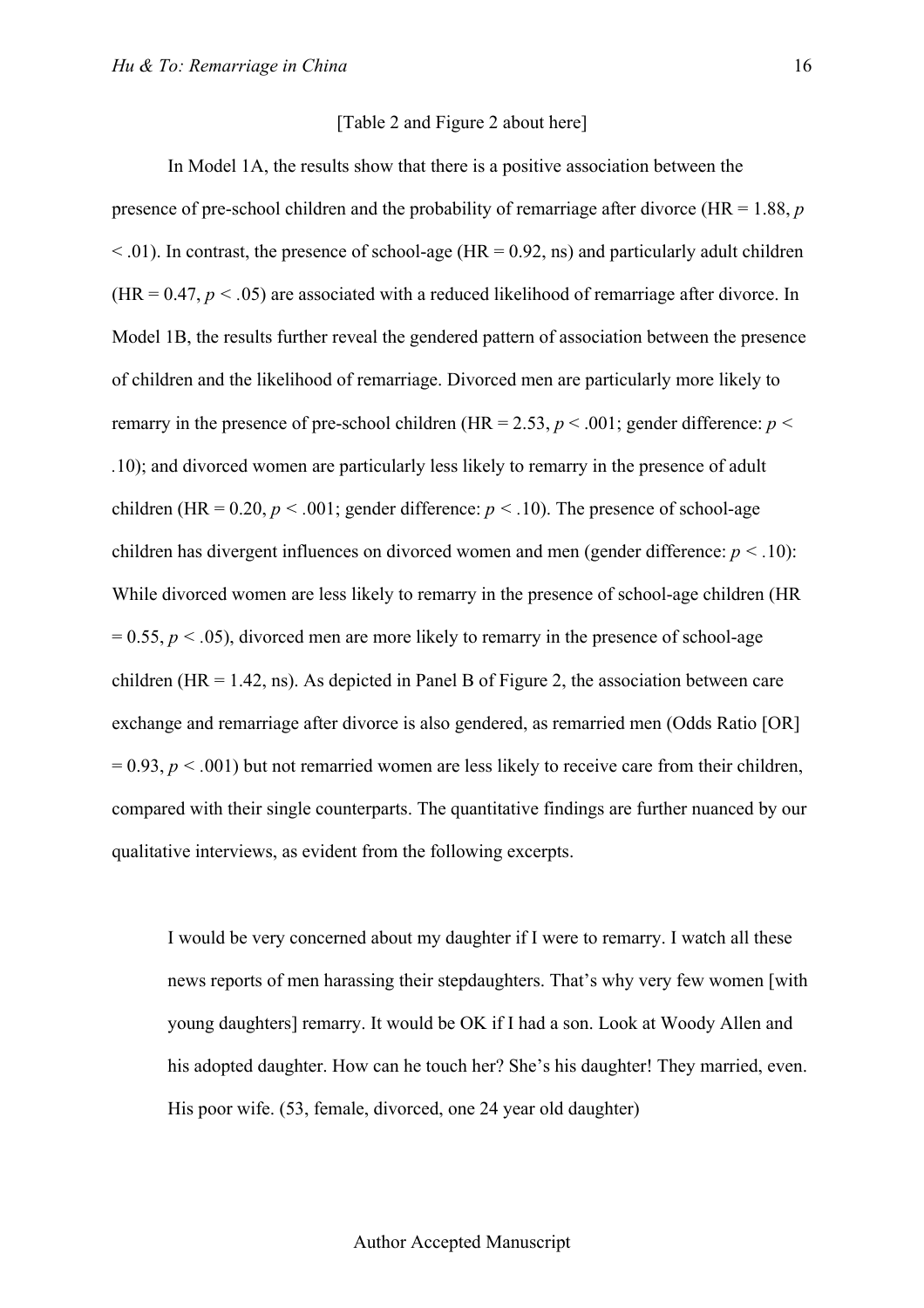[Table 2 and Figure 2 about here]

In Model 1A, the results show that there is a positive association between the presence of pre-school children and the probability of remarriage after divorce (HR = 1.88, $p < .01$). In contrast, the presence of school-age (HR = 0.92, ns) and particularly adult children (HR = 0.47, $p < .05$) are associated with a reduced likelihood of remarriage after divorce. In Model 1B, the results further reveal the gendered pattern of association between the presence of children and the likelihood of remarriage. Divorced men are particularly more likely to remarry in the presence of pre-school children (HR = 2.53, $p < .001$; gender difference: $p < .10$); and divorced women are particularly less likely to remarry in the presence of adult children (HR = 0.20, $p < .001$; gender difference: $p < .10$). The presence of school-age children has divergent influences on divorced women and men (gender difference: $p < .10$): While divorced women are less likely to remarry in the presence of school-age children (HR = 0.55, $p < .05$), divorced men are more likely to remarry in the presence of school-age children (HR = 1.42, ns). As depicted in Panel B of Figure 2, the association between care exchange and remarriage after divorce is also gendered, as remarried men (Odds Ratio [OR] = 0.93, $p < .001$) but not remarried women are less likely to receive care from their children, compared with their single counterparts. The quantitative findings are further nuanced by our qualitative interviews, as evident from the following excerpts.

> I would be very concerned about my daughter if I were to remarry. I watch all these news reports of men harassing their stepdaughters. That's why very few women [with young daughters] remarry. It would be OK if I had a son. Look at Woody Allen and his adopted daughter. How can he touch her? She's his daughter! They married, even. His poor wife. (53, female, divorced, one 24 year old daughter)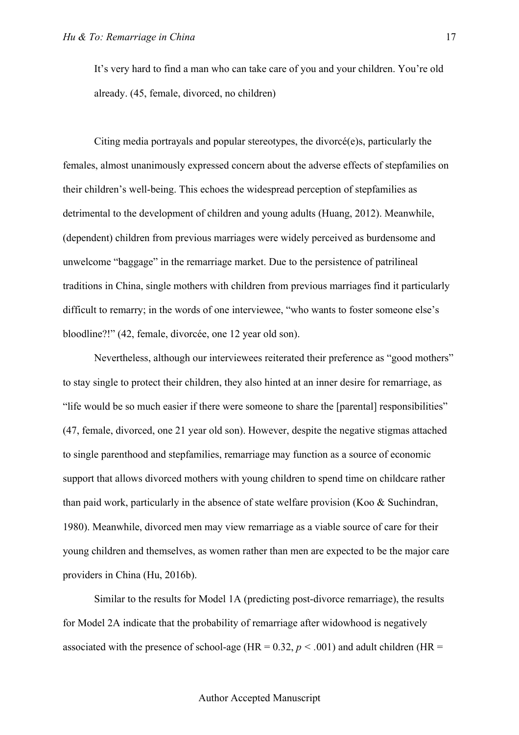It's very hard to find a man who can take care of you and your children. You're old already. (45, female, divorced, no children)

Citing media portrayals and popular stereotypes, the divorcé(e)s, particularly the females, almost unanimously expressed concern about the adverse effects of stepfamilies on their children's well-being. This echoes the widespread perception of stepfamilies as detrimental to the development of children and young adults (Huang, 2012). Meanwhile, (dependent) children from previous marriages were widely perceived as burdensome and unwelcome "baggage" in the remarriage market. Due to the persistence of patrilineal traditions in China, single mothers with children from previous marriages find it particularly difficult to remarry; in the words of one interviewee, "who wants to foster someone else's bloodline?!" (42, female, divorcée, one 12 year old son).

Nevertheless, although our interviewees reiterated their preference as "good mothers" to stay single to protect their children, they also hinted at an inner desire for remarriage, as "life would be so much easier if there were someone to share the [parental] responsibilities" (47, female, divorced, one 21 year old son). However, despite the negative stigmas attached to single parenthood and stepfamilies, remarriage may function as a source of economic support that allows divorced mothers with young children to spend time on childcare rather than paid work, particularly in the absence of state welfare provision (Koo & Suchindran, 1980). Meanwhile, divorced men may view remarriage as a viable source of care for their young children and themselves, as women rather than men are expected to be the major care providers in China (Hu, 2016b).

Similar to the results for Model 1A (predicting post-divorce remarriage), the results for Model 2A indicate that the probability of remarriage after widowhood is negatively associated with the presence of school-age (HR = 0.32, $p < .001$) and adult children (HR =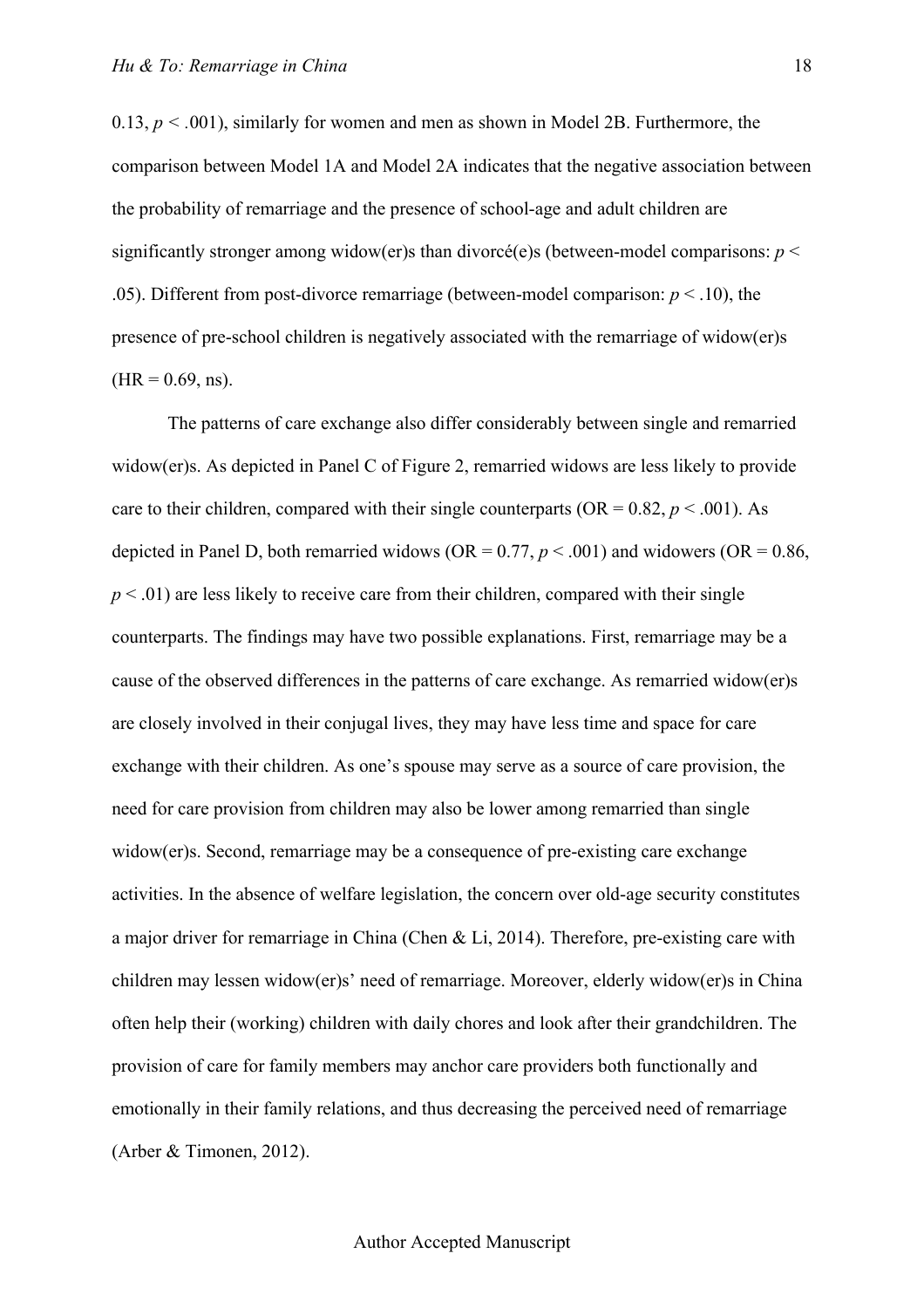0.13, $p < .001$), similarly for women and men as shown in Model 2B. Furthermore, the comparison between Model 1A and Model 2A indicates that the negative association between the probability of remarriage and the presence of school-age and adult children are significantly stronger among widow(er)s than divorcé(e)s (between-model comparisons: $p < .05$). Different from post-divorce remarriage (between-model comparison: $p < .10$), the presence of pre-school children is negatively associated with the remarriage of widow(er)s (HR = 0.69, ns).

The patterns of care exchange also differ considerably between single and remarried widow(er)s. As depicted in Panel C of Figure 2, remarried widows are less likely to provide care to their children, compared with their single counterparts (OR = 0.82, $p < .001$). As depicted in Panel D, both remarried widows (OR = 0.77, $p < .001$) and widowers (OR = 0.86, $p < .01$) are less likely to receive care from their children, compared with their single counterparts. The findings may have two possible explanations. First, remarriage may be a cause of the observed differences in the patterns of care exchange. As remarried widow(er)s are closely involved in their conjugal lives, they may have less time and space for care exchange with their children. As one's spouse may serve as a source of care provision, the need for care provision from children may also be lower among remarried than single widow(er)s. Second, remarriage may be a consequence of pre-existing care exchange activities. In the absence of welfare legislation, the concern over old-age security constitutes a major driver for remarriage in China (Chen & Li, 2014). Therefore, pre-existing care with children may lessen widow(er)s' need of remarriage. Moreover, elderly widow(er)s in China often help their (working) children with daily chores and look after their grandchildren. The provision of care for family members may anchor care providers both functionally and emotionally in their family relations, and thus decreasing the perceived need of remarriage (Arber & Timonen, 2012).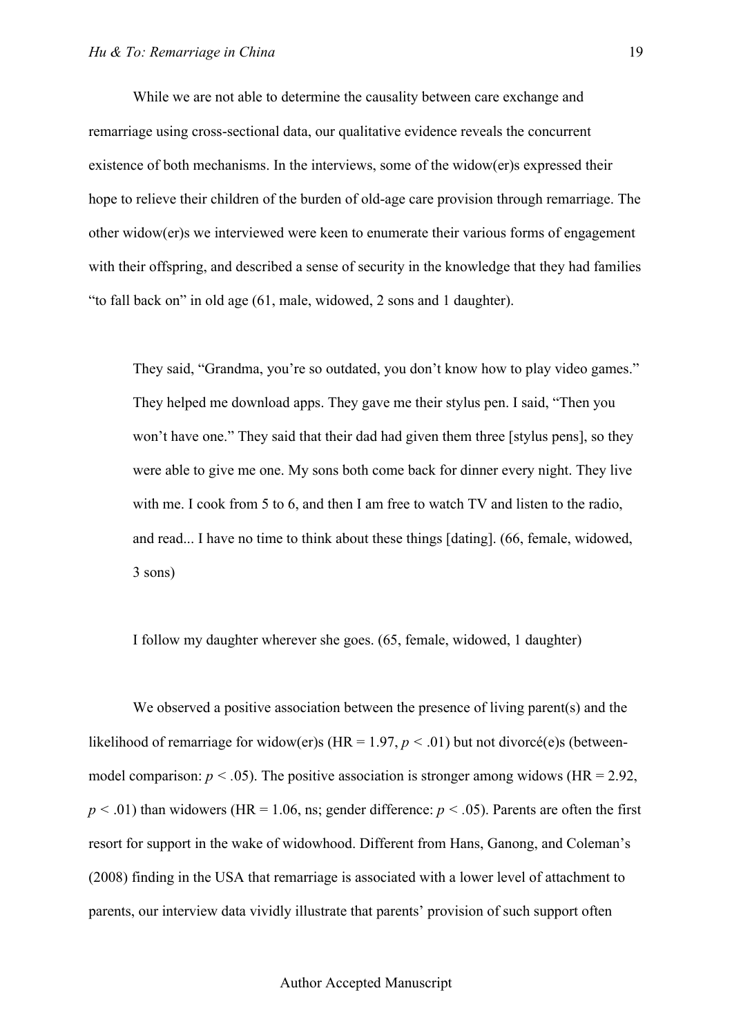While we are not able to determine the causality between care exchange and remarriage using cross-sectional data, our qualitative evidence reveals the concurrent existence of both mechanisms. In the interviews, some of the widow(er)s expressed their hope to relieve their children of the burden of old-age care provision through remarriage. The other widow(er)s we interviewed were keen to enumerate their various forms of engagement with their offspring, and described a sense of security in the knowledge that they had families "to fall back on" in old age (61, male, widowed, 2 sons and 1 daughter).

> They said, "Grandma, you're so outdated, you don't know how to play video games." They helped me download apps. They gave me their stylus pen. I said, "Then you won't have one." They said that their dad had given them three [stylus pens], so they were able to give me one. My sons both come back for dinner every night. They live with me. I cook from 5 to 6, and then I am free to watch TV and listen to the radio, and read... I have no time to think about these things [dating]. (66, female, widowed, 3 sons)

> I follow my daughter wherever she goes. (65, female, widowed, 1 daughter)

We observed a positive association between the presence of living parent(s) and the likelihood of remarriage for widow(er)s (HR = 1.97, $p < .01$) but not divorcé(e)s (between-model comparison: $p < .05$). The positive association is stronger among widows (HR = 2.92, $p < .01$) than widowers (HR = 1.06, ns; gender difference: $p < .05$). Parents are often the first resort for support in the wake of widowhood. Different from Hans, Ganong, and Coleman's (2008) finding in the USA that remarriage is associated with a lower level of attachment to parents, our interview data vividly illustrate that parents' provision of such support often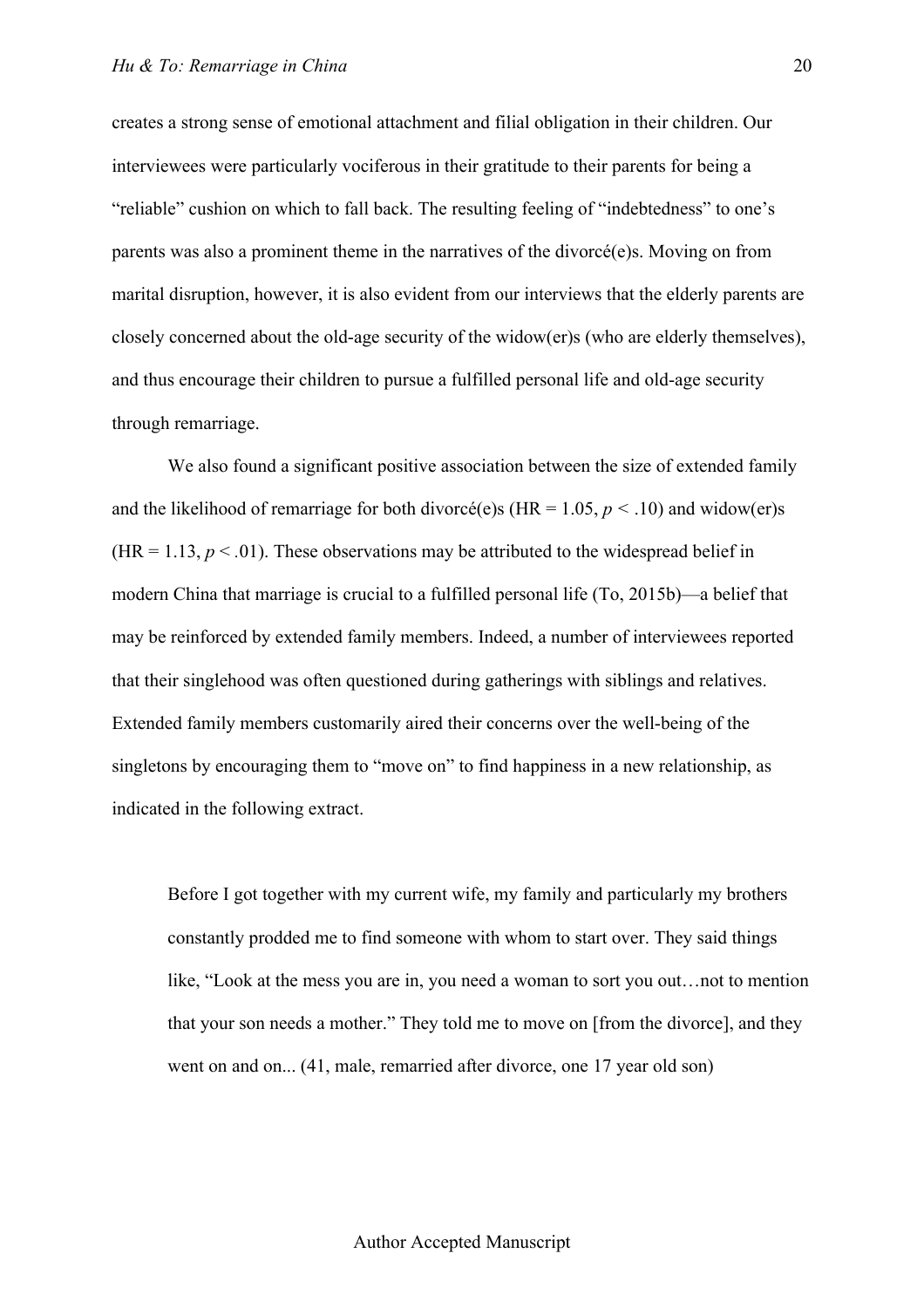creates a strong sense of emotional attachment and filial obligation in their children. Our interviewees were particularly vociferous in their gratitude to their parents for being a "reliable" cushion on which to fall back. The resulting feeling of "indebtedness" to one's parents was also a prominent theme in the narratives of the divorcé(e)s. Moving on from marital disruption, however, it is also evident from our interviews that the elderly parents are closely concerned about the old-age security of the widow(er)s (who are elderly themselves), and thus encourage their children to pursue a fulfilled personal life and old-age security through remarriage.

We also found a significant positive association between the size of extended family and the likelihood of remarriage for both divorcé(e)s (HR = 1.05, $p < .10$) and widow(er)s (HR = 1.13, $p < .01$). These observations may be attributed to the widespread belief in modern China that marriage is crucial to a fulfilled personal life (To, 2015b)—a belief that may be reinforced by extended family members. Indeed, a number of interviewees reported that their singlehood was often questioned during gatherings with siblings and relatives. Extended family members customarily aired their concerns over the well-being of the singletons by encouraging them to "move on" to find happiness in a new relationship, as indicated in the following extract.

> Before I got together with my current wife, my family and particularly my brothers constantly prodded me to find someone with whom to start over. They said things like, "Look at the mess you are in, you need a woman to sort you out…not to mention that your son needs a mother." They told me to move on [from the divorce], and they went on and on... (41, male, remarried after divorce, one 17 year old son)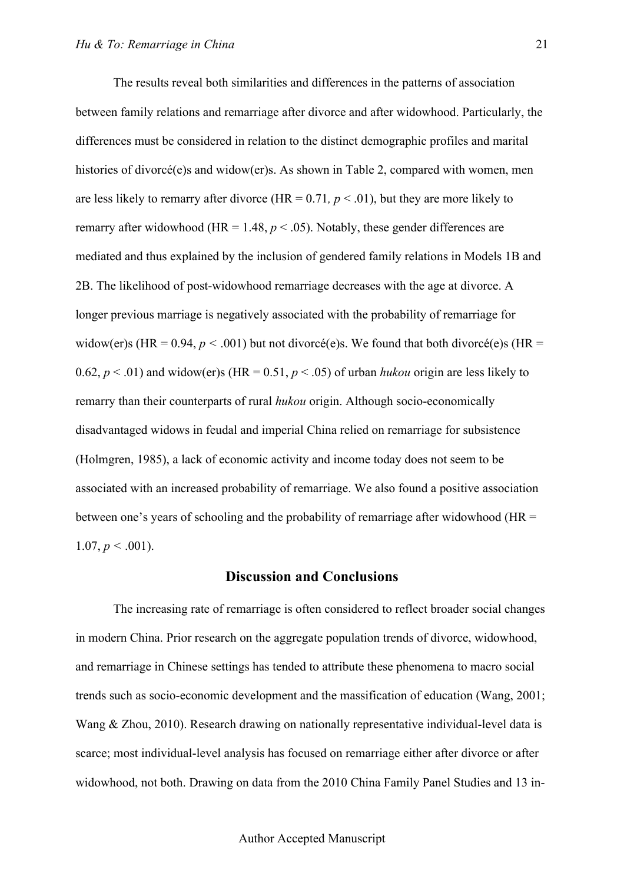The results reveal both similarities and differences in the patterns of association between family relations and remarriage after divorce and after widowhood. Particularly, the differences must be considered in relation to the distinct demographic profiles and marital histories of divorcé(e)s and widow(er)s. As shown in Table 2, compared with women, men are less likely to remarry after divorce (HR = 0.71, $p < .01$), but they are more likely to remarry after widowhood (HR = 1.48, $p < .05$). Notably, these gender differences are mediated and thus explained by the inclusion of gendered family relations in Models 1B and 2B. The likelihood of post-widowhood remarriage decreases with the age at divorce. A longer previous marriage is negatively associated with the probability of remarriage for widow(er)s (HR = 0.94, $p < .001$) but not divorcé(e)s. We found that both divorcé(e)s (HR = 0.62, $p < .01$) and widow(er)s (HR = 0.51, $p < .05$) of urban *hukou* origin are less likely to remarry than their counterparts of rural *hukou* origin. Although socio-economically disadvantaged widows in feudal and imperial China relied on remarriage for subsistence (Holmgren, 1985), a lack of economic activity and income today does not seem to be associated with an increased probability of remarriage. We also found a positive association between one's years of schooling and the probability of remarriage after widowhood (HR = 1.07, $p < .001$).

## Discussion and Conclusions

The increasing rate of remarriage is often considered to reflect broader social changes in modern China. Prior research on the aggregate population trends of divorce, widowhood, and remarriage in Chinese settings has tended to attribute these phenomena to macro social trends such as socio-economic development and the massification of education (Wang, 2001; Wang & Zhou, 2010). Research drawing on nationally representative individual-level data is scarce; most individual-level analysis has focused on remarriage either after divorce or after widowhood, not both. Drawing on data from the 2010 China Family Panel Studies and 13 in-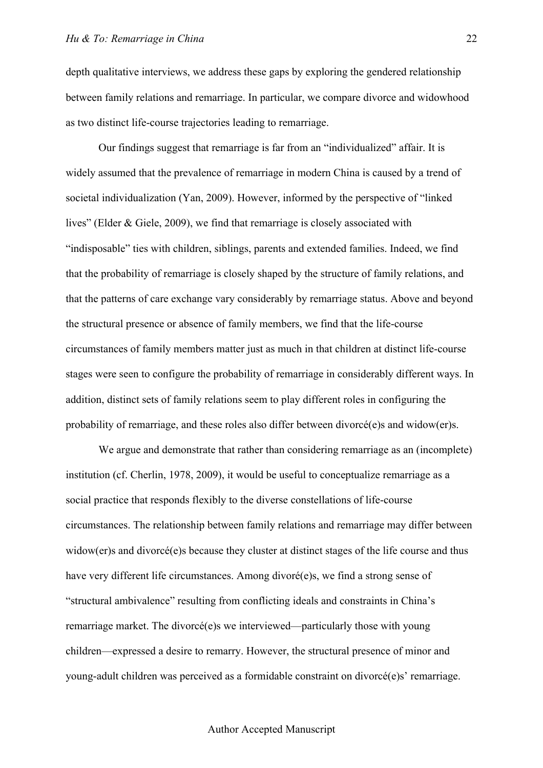depth qualitative interviews, we address these gaps by exploring the gendered relationship between family relations and remarriage. In particular, we compare divorce and widowhood as two distinct life-course trajectories leading to remarriage.

Our findings suggest that remarriage is far from an "individualized" affair. It is widely assumed that the prevalence of remarriage in modern China is caused by a trend of societal individualization (Yan, 2009). However, informed by the perspective of "linked lives" (Elder & Giele, 2009), we find that remarriage is closely associated with "indisposable" ties with children, siblings, parents and extended families. Indeed, we find that the probability of remarriage is closely shaped by the structure of family relations, and that the patterns of care exchange vary considerably by remarriage status. Above and beyond the structural presence or absence of family members, we find that the life-course circumstances of family members matter just as much in that children at distinct life-course stages were seen to configure the probability of remarriage in considerably different ways. In addition, distinct sets of family relations seem to play different roles in configuring the probability of remarriage, and these roles also differ between divorcé(e)s and widow(er)s.

We argue and demonstrate that rather than considering remarriage as an (incomplete) institution (cf. Cherlin, 1978, 2009), it would be useful to conceptualize remarriage as a social practice that responds flexibly to the diverse constellations of life-course circumstances. The relationship between family relations and remarriage may differ between widow(er)s and divorcé(e)s because they cluster at distinct stages of the life course and thus have very different life circumstances. Among divoré(e)s, we find a strong sense of "structural ambivalence" resulting from conflicting ideals and constraints in China's remarriage market. The divorcé(e)s we interviewed—particularly those with young children—expressed a desire to remarry. However, the structural presence of minor and young-adult children was perceived as a formidable constraint on divorcé(e)s' remarriage.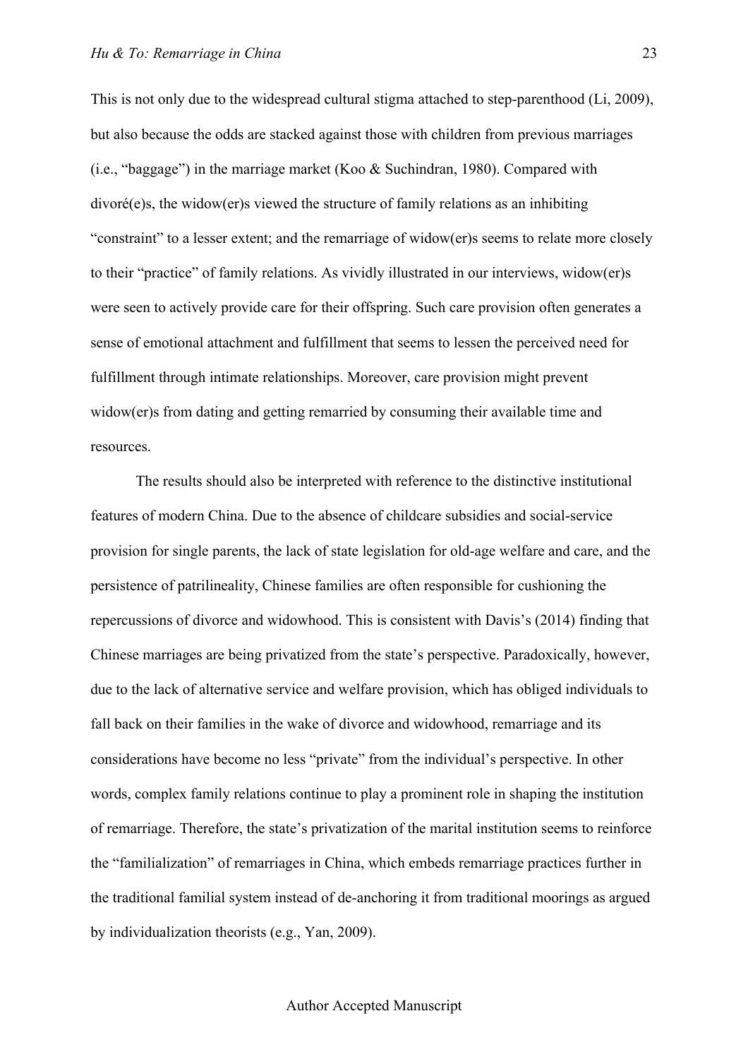This is not only due to the widespread cultural stigma attached to step-parenthood (Li, 2009), but also because the odds are stacked against those with children from previous marriages (i.e., "baggage") in the marriage market (Koo & Suchindran, 1980). Compared with divoré(e)s, the widow(er)s viewed the structure of family relations as an inhibiting "constraint" to a lesser extent; and the remarriage of widow(er)s seems to relate more closely to their "practice" of family relations. As vividly illustrated in our interviews, widow(er)s were seen to actively provide care for their offspring. Such care provision often generates a sense of emotional attachment and fulfillment that seems to lessen the perceived need for fulfillment through intimate relationships. Moreover, care provision might prevent widow(er)s from dating and getting remarried by consuming their available time and resources.

The results should also be interpreted with reference to the distinctive institutional features of modern China. Due to the absence of childcare subsidies and social-service provision for single parents, the lack of state legislation for old-age welfare and care, and the persistence of patrilineality, Chinese families are often responsible for cushioning the repercussions of divorce and widowhood. This is consistent with Davis's (2014) finding that Chinese marriages are being privatized from the state's perspective. Paradoxically, however, due to the lack of alternative service and welfare provision, which has obliged individuals to fall back on their families in the wake of divorce and widowhood, remarriage and its considerations have become no less "private" from the individual's perspective. In other words, complex family relations continue to play a prominent role in shaping the institution of remarriage. Therefore, the state's privatization of the marital institution seems to reinforce the "familialization" of remarriages in China, which embeds remarriage practices further in the traditional familial system instead of de-anchoring it from traditional moorings as argued by individualization theorists (e.g., Yan, 2009).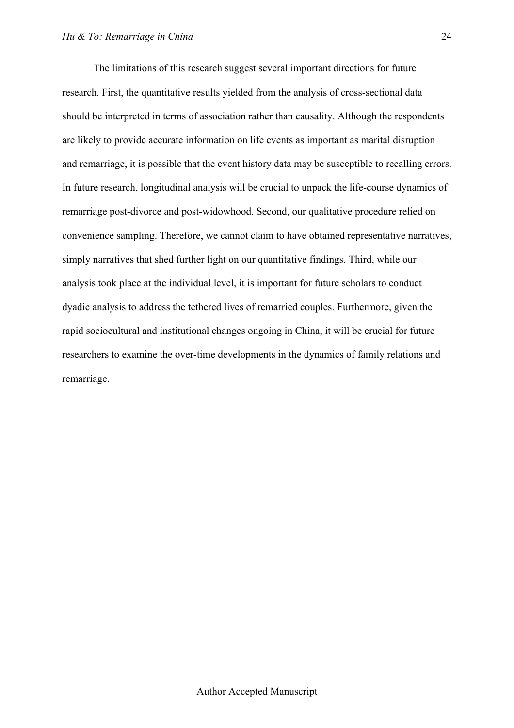The limitations of this research suggest several important directions for future research. First, the quantitative results yielded from the analysis of cross-sectional data should be interpreted in terms of association rather than causality. Although the respondents are likely to provide accurate information on life events as important as marital disruption and remarriage, it is possible that the event history data may be susceptible to recalling errors. In future research, longitudinal analysis will be crucial to unpack the life-course dynamics of remarriage post-divorce and post-widowhood. Second, our qualitative procedure relied on convenience sampling. Therefore, we cannot claim to have obtained representative narratives, simply narratives that shed further light on our quantitative findings. Third, while our analysis took place at the individual level, it is important for future scholars to conduct dyadic analysis to address the tethered lives of remarried couples. Furthermore, given the rapid sociocultural and institutional changes ongoing in China, it will be crucial for future researchers to examine the over-time developments in the dynamics of family relations and remarriage.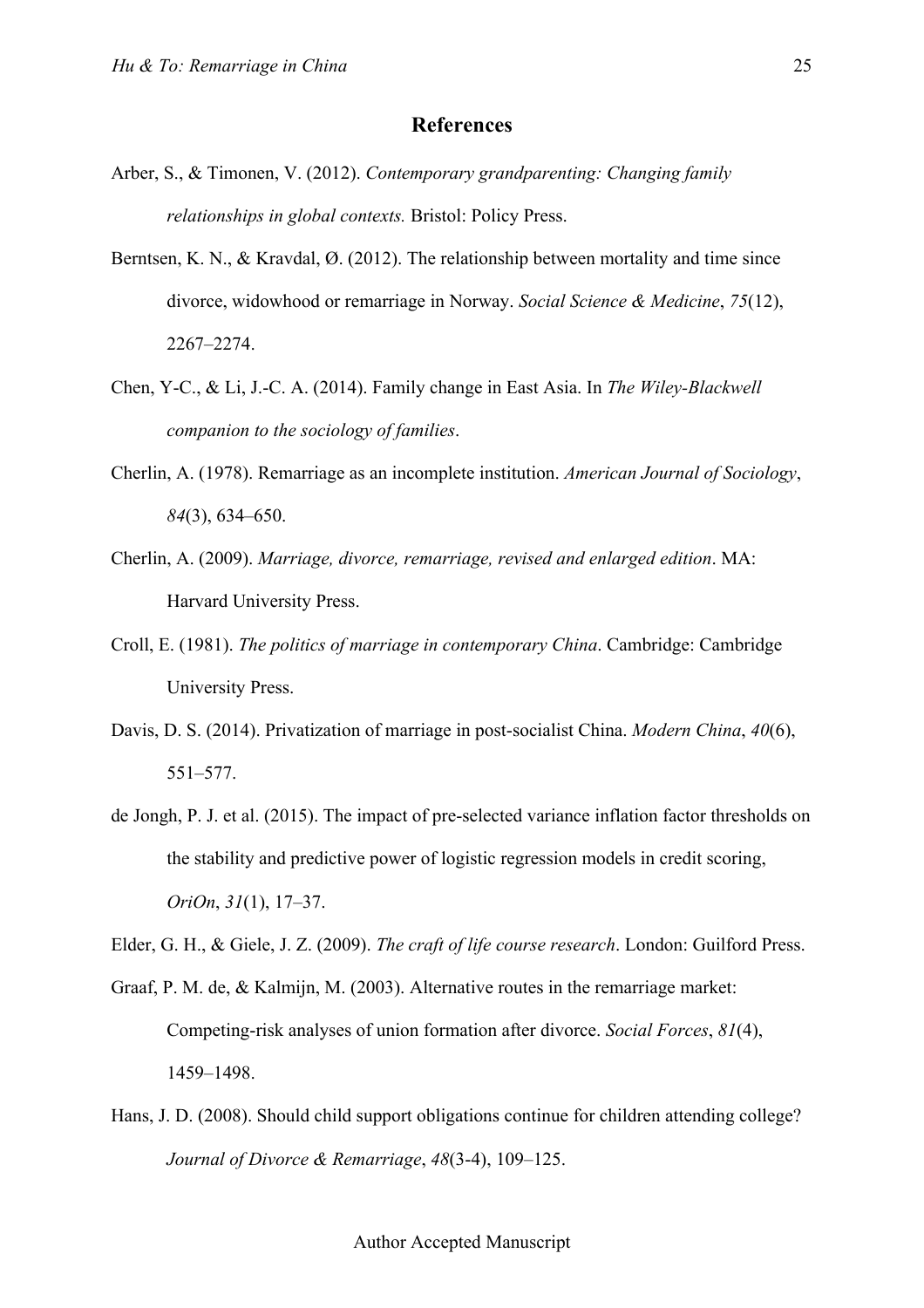## References

Arber, S., & Timonen, V. (2012). *Contemporary grandparenting: Changing family relationships in global contexts.* Bristol: Policy Press.

Berntsen, K. N., & Kravdal, Ø. (2012). The relationship between mortality and time since divorce, widowhood or remarriage in Norway. *Social Science & Medicine*, *75*(12), 2267–2274.

Chen, Y-C., & Li, J.-C. A. (2014). Family change in East Asia. In *The Wiley-Blackwell companion to the sociology of families*.

Cherlin, A. (1978). Remarriage as an incomplete institution. *American Journal of Sociology*, *84*(3), 634–650.

Cherlin, A. (2009). *Marriage, divorce, remarriage, revised and enlarged edition*. MA: Harvard University Press.

Croll, E. (1981). *The politics of marriage in contemporary China*. Cambridge: Cambridge University Press.

Davis, D. S. (2014). Privatization of marriage in post-socialist China. *Modern China*, *40*(6), 551–577.

de Jongh, P. J. et al. (2015). The impact of pre-selected variance inflation factor thresholds on the stability and predictive power of logistic regression models in credit scoring, *OriOn*, *31*(1), 17–37.

Elder, G. H., & Giele, J. Z. (2009). *The craft of life course research*. London: Guilford Press.

Graaf, P. M. de, & Kalmijn, M. (2003). Alternative routes in the remarriage market: Competing-risk analyses of union formation after divorce. *Social Forces*, *81*(4), 1459–1498.

Hans, J. D. (2008). Should child support obligations continue for children attending college? *Journal of Divorce & Remarriage*, *48*(3-4), 109–125.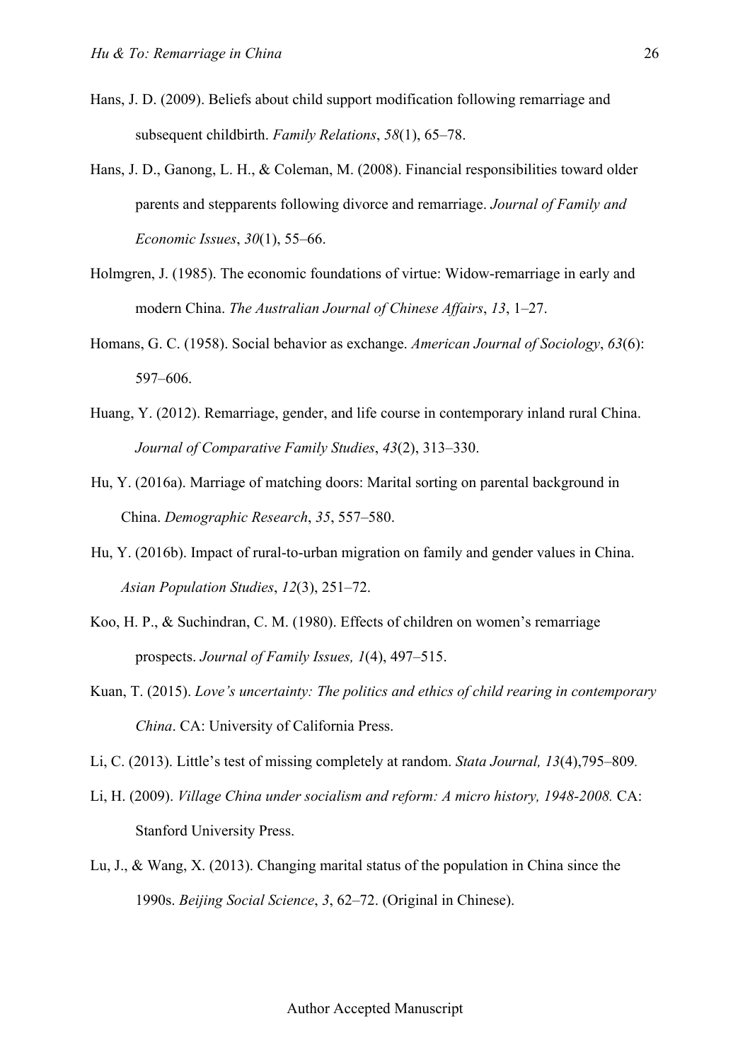Hans, J. D. (2009). Beliefs about child support modification following remarriage and subsequent childbirth. *Family Relations*, *58*(1), 65–78.

Hans, J. D., Ganong, L. H., & Coleman, M. (2008). Financial responsibilities toward older parents and stepparents following divorce and remarriage. *Journal of Family and Economic Issues*, *30*(1), 55–66.

Holmgren, J. (1985). The economic foundations of virtue: Widow-remarriage in early and modern China. *The Australian Journal of Chinese Affairs*, *13*, 1–27.

Homans, G. C. (1958). Social behavior as exchange. *American Journal of Sociology*, *63*(6): 597–606.

Huang, Y. (2012). Remarriage, gender, and life course in contemporary inland rural China. *Journal of Comparative Family Studies*, *43*(2), 313–330.

Hu, Y. (2016a). Marriage of matching doors: Marital sorting on parental background in China. *Demographic Research*, *35*, 557–580.

Hu, Y. (2016b). Impact of rural-to-urban migration on family and gender values in China. *Asian Population Studies*, *12*(3), 251–72.

Koo, H. P., & Suchindran, C. M. (1980). Effects of children on women's remarriage prospects. *Journal of Family Issues, 1*(4), 497–515.

Kuan, T. (2015). *Love's uncertainty: The politics and ethics of child rearing in contemporary China*. CA: University of California Press.

Li, C. (2013). Little's test of missing completely at random. *Stata Journal, 13*(4),795–809.

Li, H. (2009). *Village China under socialism and reform: A micro history, 1948-2008.* CA: Stanford University Press.

Lu, J., & Wang, X. (2013). Changing marital status of the population in China since the 1990s. *Beijing Social Science*, *3*, 62–72. (Original in Chinese).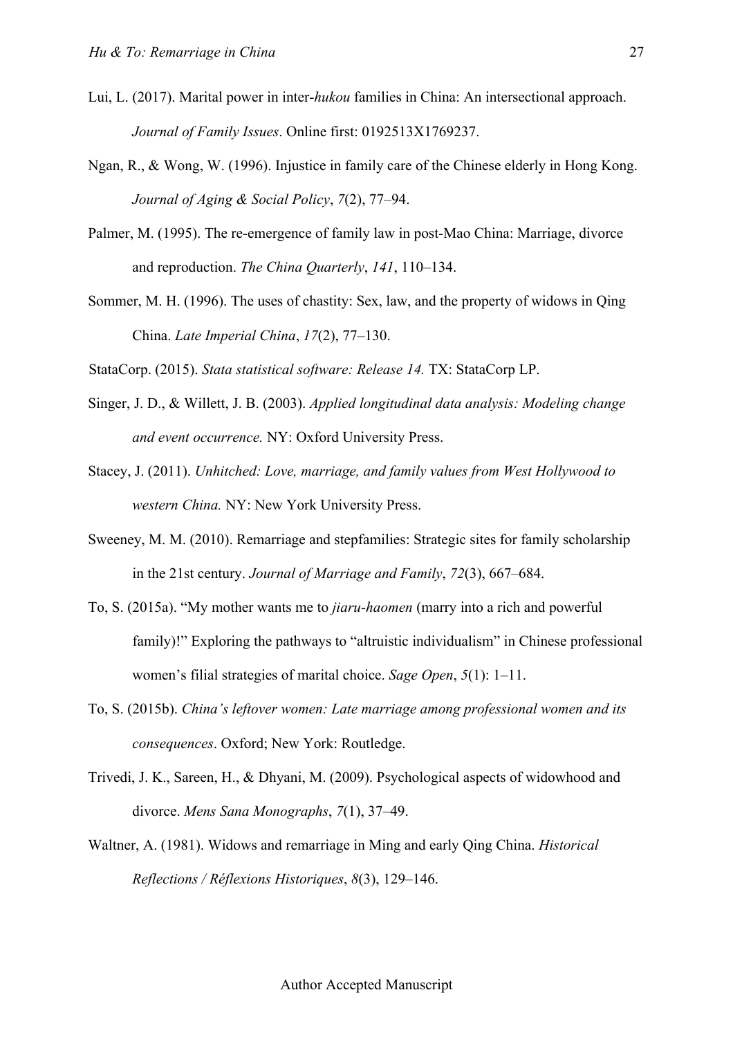Lui, L. (2017). Marital power in inter-*hukou* families in China: An intersectional approach. *Journal of Family Issues*. Online first: 0192513X1769237.

Ngan, R., & Wong, W. (1996). Injustice in family care of the Chinese elderly in Hong Kong. *Journal of Aging & Social Policy*, *7*(2), 77–94.

Palmer, M. (1995). The re-emergence of family law in post-Mao China: Marriage, divorce and reproduction. *The China Quarterly*, *141*, 110–134.

Sommer, M. H. (1996). The uses of chastity: Sex, law, and the property of widows in Qing China. *Late Imperial China*, *17*(2), 77–130.

StataCorp. (2015). *Stata statistical software: Release 14.* TX: StataCorp LP.

Singer, J. D., & Willett, J. B. (2003). *Applied longitudinal data analysis: Modeling change and event occurrence.* NY: Oxford University Press.

Stacey, J. (2011). *Unhitched: Love, marriage, and family values from West Hollywood to western China.* NY: New York University Press.

Sweeney, M. M. (2010). Remarriage and stepfamilies: Strategic sites for family scholarship in the 21st century. *Journal of Marriage and Family*, *72*(3), 667–684.

To, S. (2015a). "My mother wants me to *jiaru-haomen* (marry into a rich and powerful family)!" Exploring the pathways to "altruistic individualism" in Chinese professional women's filial strategies of marital choice. *Sage Open*, *5*(1): 1–11.

To, S. (2015b). *China's leftover women: Late marriage among professional women and its consequences*. Oxford; New York: Routledge.

Trivedi, J. K., Sareen, H., & Dhyani, M. (2009). Psychological aspects of widowhood and divorce. *Mens Sana Monographs*, *7*(1), 37–49.

Waltner, A. (1981). Widows and remarriage in Ming and early Qing China. *Historical Reflections / Réflexions Historiques*, *8*(3), 129–146.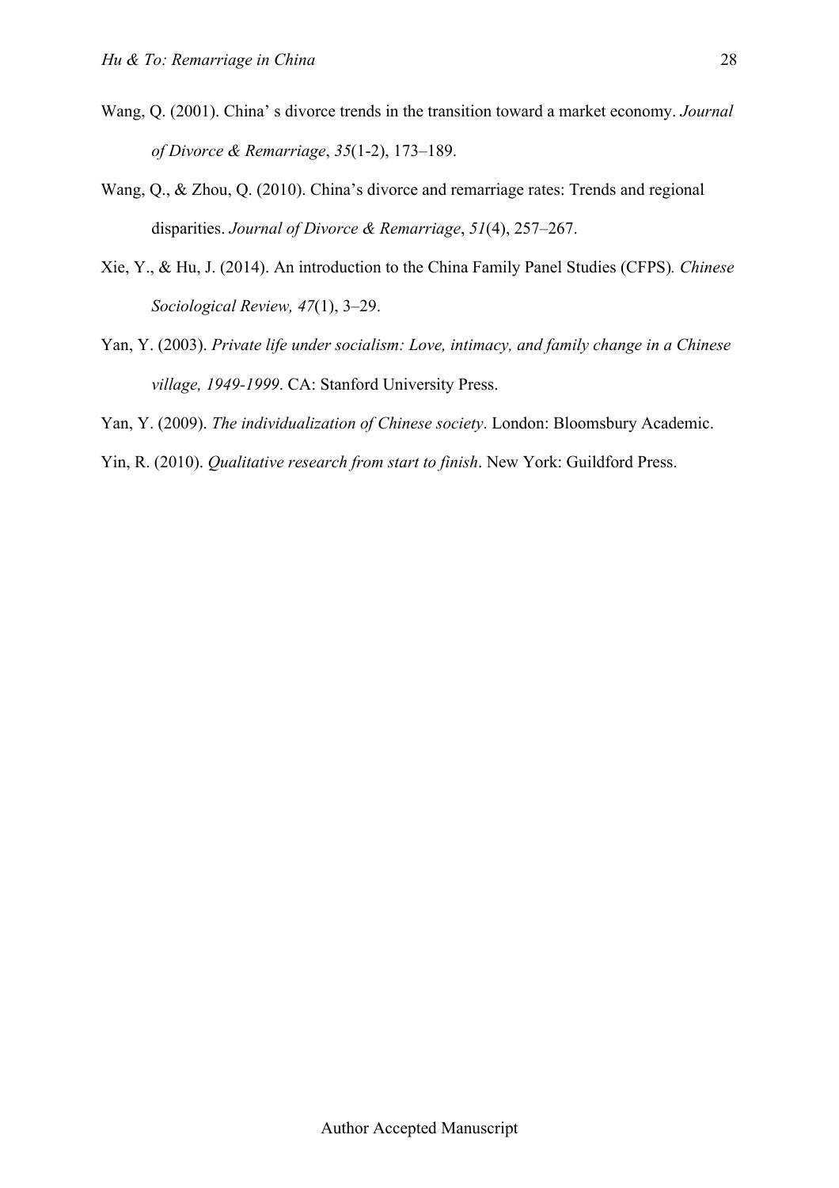Wang, Q. (2001). China' s divorce trends in the transition toward a market economy. *Journal of Divorce & Remarriage*, *35*(1-2), 173–189.

Wang, Q., & Zhou, Q. (2010). China's divorce and remarriage rates: Trends and regional disparities. *Journal of Divorce & Remarriage*, *51*(4), 257–267.

Xie, Y., & Hu, J. (2014). An introduction to the China Family Panel Studies (CFPS). *Chinese Sociological Review, 47*(1), 3–29.

Yan, Y. (2003). *Private life under socialism: Love, intimacy, and family change in a Chinese village, 1949-1999*. CA: Stanford University Press.

Yan, Y. (2009). *The individualization of Chinese society*. London: Bloomsbury Academic.

Yin, R. (2010). *Qualitative research from start to finish*. New York: Guildford Press.

Author Accepted Manuscript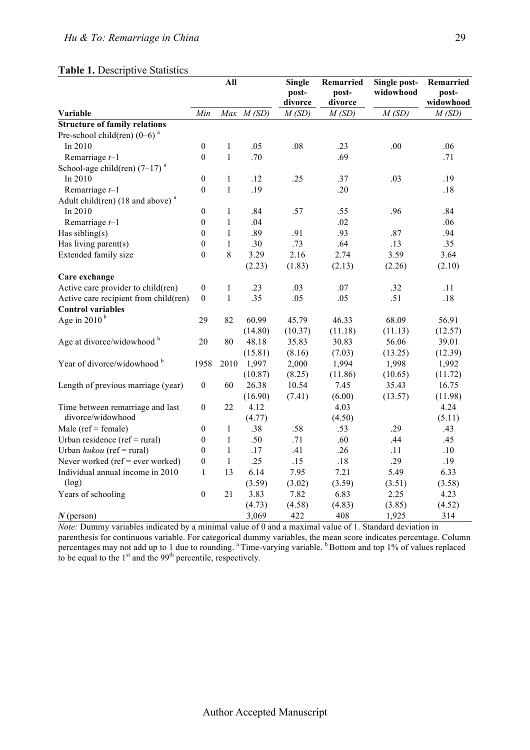**Table 1.** Descriptive Statistics

| Variable | All | | | Single post-divorce | Remarried post-divorce | Single post-widowhood | Remarried post-widowhood |
|---|---|---|---|---|---|---|---|
| | *Min* | *Max* | *M (SD)* | *M (SD)* | *M (SD)* | *M (SD)* | *M (SD)* |
| **Structure of family relations** | | | | | | | |
| Pre-school child(ren) (0–6) [a] | | | | | | | |
| In 2010 | 0 | 1 | .05 | .08 | .23 | .00 | .06 |
| Remarriage *t*–1 | 0 | 1 | .70 | | .69 | | .71 |
| School-age child(ren) (7–17) [a] | | | | | | | |
| In 2010 | 0 | 1 | .12 | .25 | .37 | .03 | .19 |
| Remarriage *t*–1 | 0 | 1 | .19 | | .20 | | .18 |
| Adult child(ren) (18 and above) [a] | | | | | | | |
| In 2010 | 0 | 1 | .84 | .57 | .55 | .96 | .84 |
| Remarriage *t*–1 | 0 | 1 | .04 | | .02 | | .06 |
| Has sibling(s) | 0 | 1 | .89 | .91 | .93 | .87 | .94 |
| Has living parent(s) | 0 | 1 | .30 | .73 | .64 | .13 | .35 |
| Extended family size | 0 | 8 | 3.29 (2.23) | 2.16 (1.83) | 2.74 (2.13) | 3.59 (2.26) | 3.64 (2.10) |
| **Care exchange** | | | | | | | |
| Active care provider to child(ren) | 0 | 1 | .23 | .03 | .07 | .32 | .11 |
| Active care recipient from child(ren) | 0 | 1 | .35 | .05 | .05 | .51 | .18 |
| **Control variables** | | | | | | | |
| Age in 2010 [b] | 29 | 82 | 60.99 (14.80) | 45.79 (10.37) | 46.33 (11.18) | 68.09 (11.13) | 56.91 (12.57) |
| Age at divorce/widowhood [b] | 20 | 80 | 48.18 (15.81) | 35.83 (8.16) | 30.83 (7.03) | 56.06 (13.25) | 39.01 (12.39) |
| Year of divorce/widowhood [b] | 1958 | 2010 | 1,997 (10.87) | 2,000 (8.25) | 1,994 (11.86) | 1,998 (10.65) | 1,992 (11.72) |
| Length of previous marriage (year) | 0 | 60 | 26.38 (16.90) | 10.54 (7.41) | 7.45 (6.00) | 35.43 (13.57) | 16.75 (11.98) |
| Time between remarriage and last divorce/widowhood | 0 | 22 | 4.12 (4.77) | | 4.03 (4.50) | | 4.24 (5.11) |
| Male (ref = female) | 0 | 1 | .38 | .58 | .53 | .29 | .43 |
| Urban residence (ref = rural) | 0 | 1 | .50 | .71 | .60 | .44 | .45 |
| Urban *hukou* (ref = rural) | 0 | 1 | .17 | .41 | .26 | .11 | .10 |
| Never worked (ref = ever worked) | 0 | 1 | .25 | .15 | .18 | .29 | .19 |
| Individual annual income in 2010 (log) | 1 | 13 | 6.14 (3.59) | 7.95 (3.02) | 7.21 (3.59) | 5.49 (3.51) | 6.33 (3.58) |
| Years of schooling | 0 | 21 | 3.83 (4.73) | 7.82 (4.58) | 6.83 (4.83) | 2.25 (3.85) | 4.23 (4.52) |
| ***N*** (person) | | | 3,069 | 422 | 408 | 1,925 | 314 |

*Note:* Dummy variables indicated by a minimal value of 0 and a maximal value of 1. Standard deviation in parenthesis for continuous variable. For categorical dummy variables, the mean score indicates percentage. Column percentages may not add up to 1 due to rounding. [a] Time-varying variable. [b] Bottom and top 1% of values replaced to be equal to the 1st and the 99th percentile, respectively.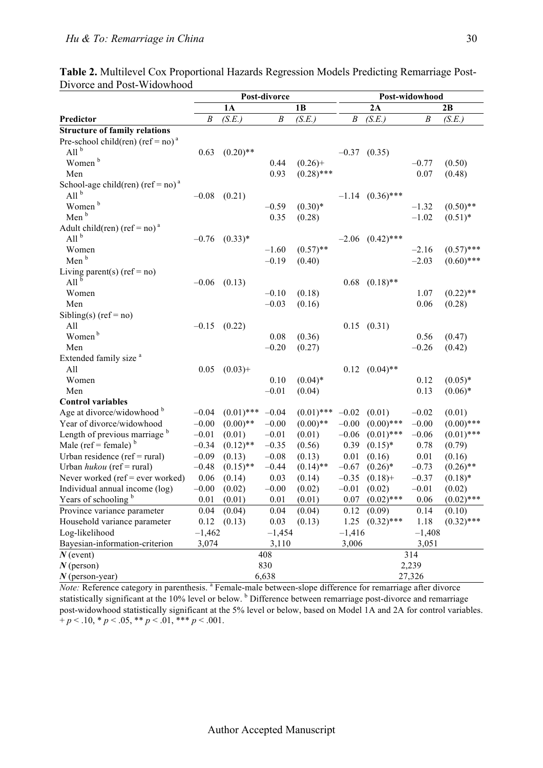**Table 2.** Multilevel Cox Proportional Hazards Regression Models Predicting Remarriage Post-Divorce and Post-Widowhood

| | Post-divorce | | | | Post-widowhood | | | |
|---|---|---|---|---|---|---|---|---|
| | 1A | | 1B | | 2A | | 2B | |
| **Predictor** | *B* | *(S.E.)* | *B* | *(S.E.)* | *B* | *(S.E.)* | *B* | *(S.E.)* |
| **Structure of family relations** | | | | | | | | |
| Pre-school child(ren) (ref = no) [a] | | | | | | | | |
| All [b] | 0.63 | (0.20)** | | | –0.37 | (0.35) | | |
| Women [b] | | | 0.44 | (0.26)+ | | | –0.77 | (0.50) |
| Men | | | 0.93 | (0.28)*** | | | 0.07 | (0.48) |
| School-age child(ren) (ref = no) [a] | | | | | | | | |
| All [b] | –0.08 | (0.21) | | | –1.14 | (0.36)*** | | |
| Women [b] | | | –0.59 | (0.30)* | | | –1.32 | (0.50)** |
| Men [b] | | | 0.35 | (0.28) | | | –1.02 | (0.51)* |
| Adult child(ren) (ref = no) [a] | | | | | | | | |
| All [b] | –0.76 | (0.33)* | | | –2.06 | (0.42)*** | | |
| Women | | | –1.60 | (0.57)** | | | –2.16 | (0.57)*** |
| Men [b] | | | –0.19 | (0.40) | | | –2.03 | (0.60)*** |
| Living parent(s) (ref = no) | | | | | | | | |
| All [b] | –0.06 | (0.13) | | | 0.68 | (0.18)** | | |
| Women | | | –0.10 | (0.18) | | | 1.07 | (0.22)** |
| Men | | | –0.03 | (0.16) | | | 0.06 | (0.28) |
| Sibling(s) (ref = no) | | | | | | | | |
| All | –0.15 | (0.22) | | | 0.15 | (0.31) | | |
| Women [b] | | | 0.08 | (0.36) | | | 0.56 | (0.47) |
| Men | | | –0.20 | (0.27) | | | –0.26 | (0.42) |
| Extended family size [a] | | | | | | | | |
| All | 0.05 | (0.03)+ | | | 0.12 | (0.04)** | | |
| Women | | | 0.10 | (0.04)* | | | 0.12 | (0.05)* |
| Men | | | –0.01 | (0.04) | | | 0.13 | (0.06)* |
| **Control variables** | | | | | | | | |
| Age at divorce/widowhood [b] | –0.04 | (0.01)*** | –0.04 | (0.01)*** | –0.02 | (0.01) | –0.02 | (0.01) |
| Year of divorce/widowhood | –0.00 | (0.00)** | –0.00 | (0.00)** | –0.00 | (0.00)*** | –0.00 | (0.00)*** |
| Length of previous marriage [b] | –0.01 | (0.01) | –0.01 | (0.01) | –0.06 | (0.01)*** | –0.06 | (0.01)*** |
| Male (ref = female) [b] | –0.34 | (0.12)** | –0.35 | (0.56) | 0.39 | (0.15)* | 0.78 | (0.79) |
| Urban residence (ref = rural) | –0.09 | (0.13) | –0.08 | (0.13) | 0.01 | (0.16) | 0.01 | (0.16) |
| Urban *hukou* (ref = rural) | –0.48 | (0.15)** | –0.44 | (0.14)** | –0.67 | (0.26)* | –0.73 | (0.26)** |
| Never worked (ref = ever worked) | 0.06 | (0.14) | 0.03 | (0.14) | –0.35 | (0.18)+ | –0.37 | (0.18)* |
| Individual annual income (log) | –0.00 | (0.02) | –0.00 | (0.02) | –0.01 | (0.02) | –0.01 | (0.02) |
| Years of schooling [b] | 0.01 | (0.01) | 0.01 | (0.01) | 0.07 | (0.02)*** | 0.06 | (0.02)*** |
| Province variance parameter | 0.04 | (0.04) | 0.04 | (0.04) | 0.12 | (0.09) | 0.14 | (0.10) |
| Household variance parameter | 0.12 | (0.13) | 0.03 | (0.13) | 1.25 | (0.32)*** | 1.18 | (0.32)*** |
| Log-likelihood | –1,462 | | –1,454 | | –1,416 | | –1,408 | |
| Bayesian-information-criterion | 3,074 | | 3,110 | | 3,006 | | 3,051 | |
| ***N*** (event) | 408 | | | | 314 | | | |
| ***N*** (person) | 830 | | | | 2,239 | | | |
| ***N*** (person-year) | 6,638 | | | | 27,326 | | | |

*Note:* Reference category in parenthesis. [a] Female-male between-slope difference for remarriage after divorce statistically significant at the 10% level or below. [b] Difference between remarriage post-divorce and remarriage post-widowhood statistically significant at the 5% level or below, based on Model 1A and 2A for control variables. + $p < .10$, * $p < .05$, ** $p < .01$, *** $p < .001$.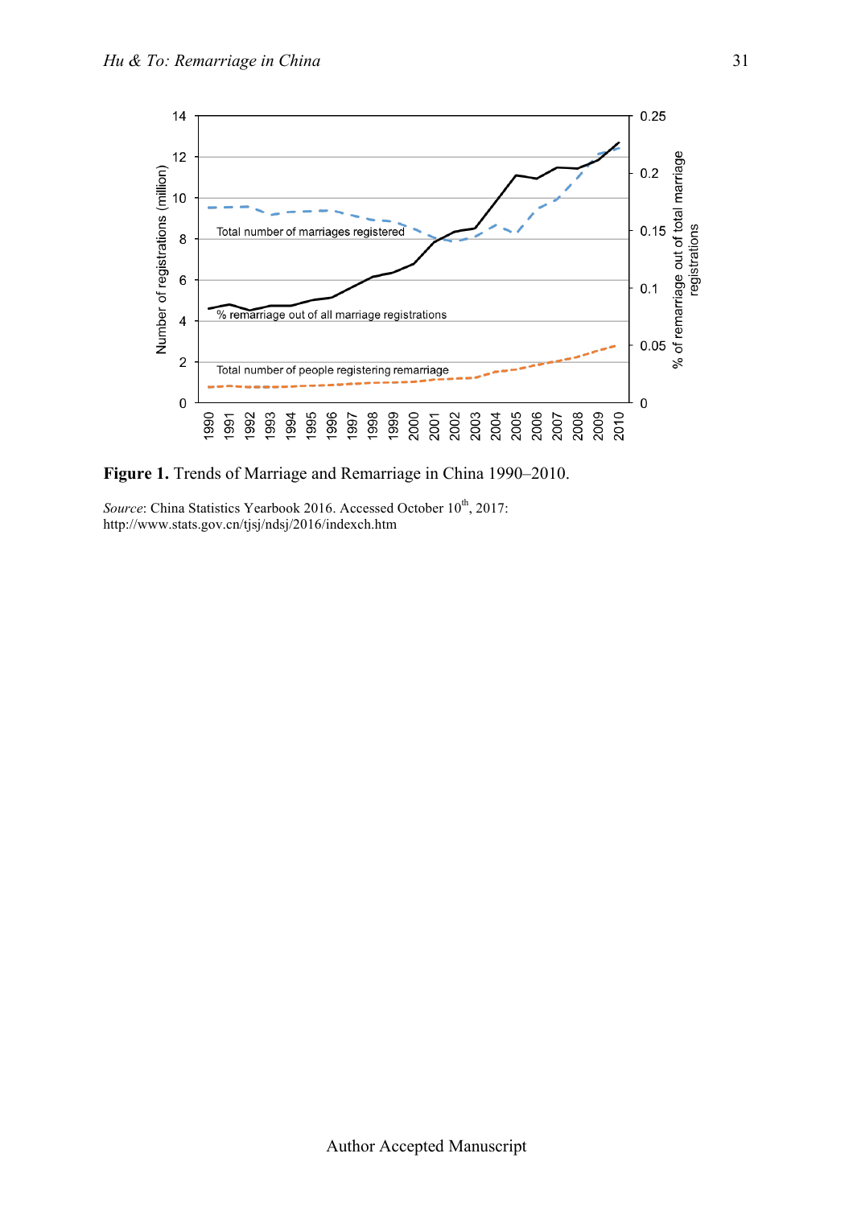**Figure 1.** Trends of Marriage and Remarriage in China 1990–2010.

*Source*: China Statistics Yearbook 2016. Accessed October 10th, 2017: http://www.stats.gov.cn/tjsj/ndsj/2016/indexch.htm

Author Accepted Manuscript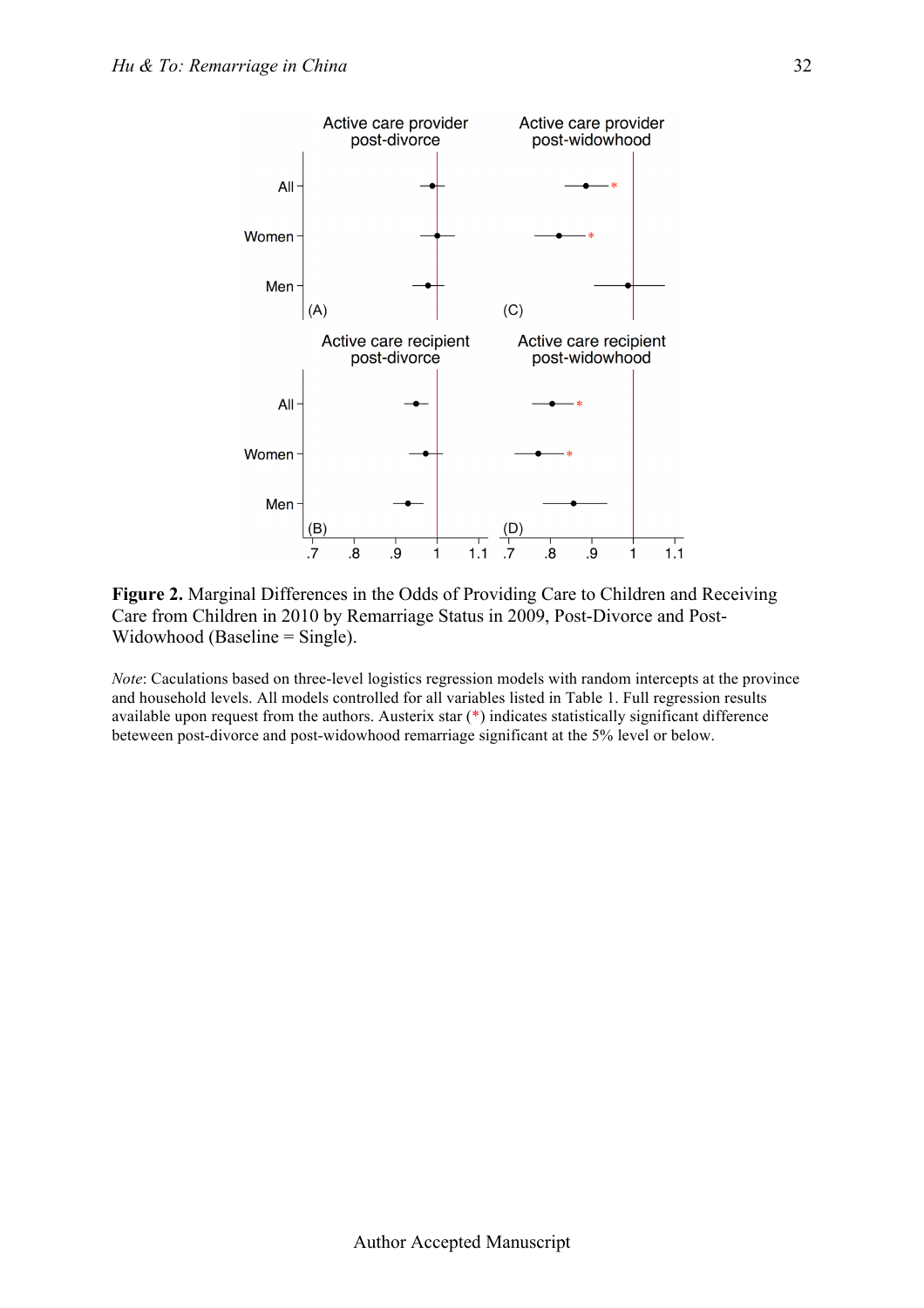Active care provider post-divorce

Active care provider post-widowhood

All

Women

Men

(A)

(C)

Active care recipient post-divorce

Active care recipient post-widowhood

All

Women

Men

(B)

(D)

.7 .8 .9 1 1.1 .7 .8 .9 1 1.1

**Figure 2.** Marginal Differences in the Odds of Providing Care to Children and Receiving Care from Children in 2010 by Remarriage Status in 2009, Post-Divorce and Post-Widowhood (Baseline = Single).

*Note*: Caculations based on three-level logistics regression models with random intercepts at the province and household levels. All models controlled for all variables listed in Table 1. Full regression results available upon request from the authors. Austerix star (*) indicates statistically significant difference beteween post-divorce and post-widowhood remarriage significant at the 5% level or below.

Author Accepted Manuscript